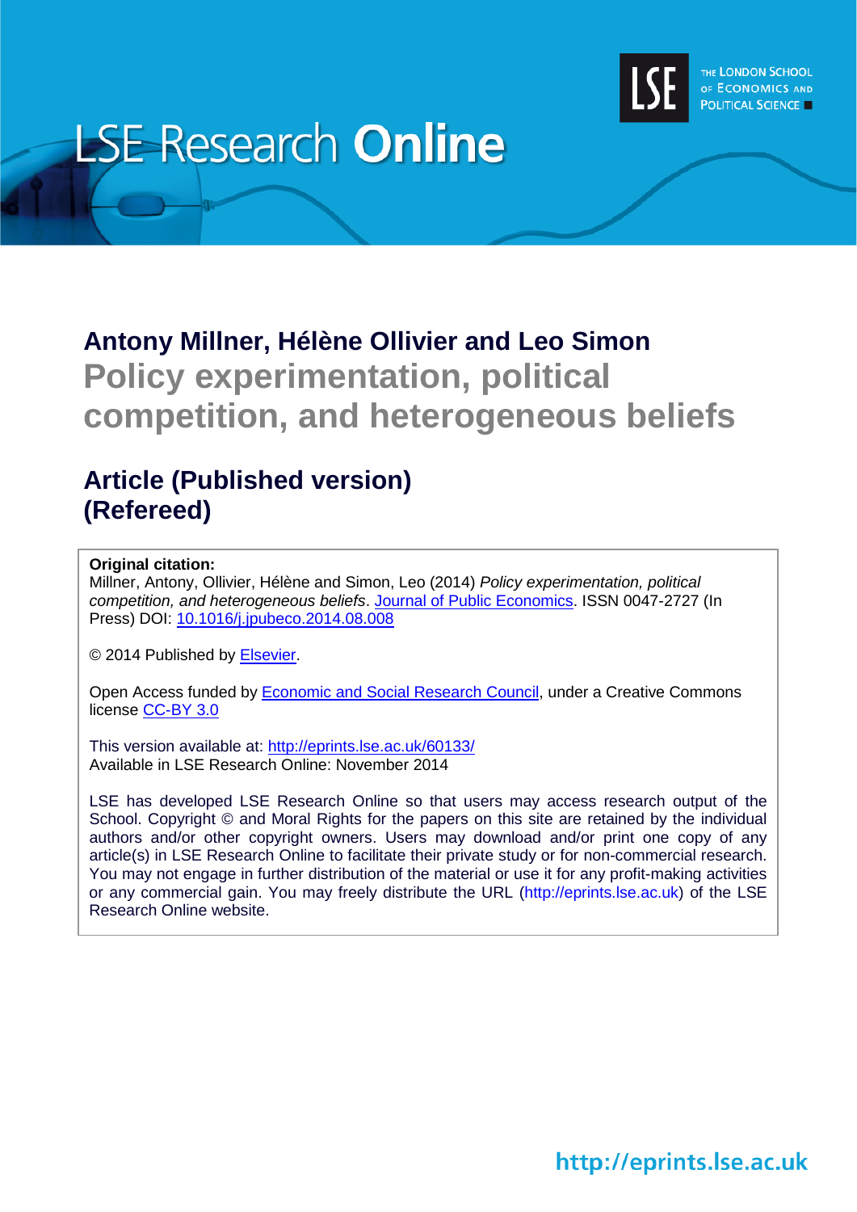LSE Research **Online**

THE LONDON SCHOOL OF ECONOMICS AND POLITICAL SCIENCE

## Antony Millner, Hélène Ollivier and Leo Simon

# Policy experimentation, political competition, and heterogeneous beliefs

## Article (Published version)
## (Refereed)

**Original citation:**
Millner, Antony, Ollivier, Hélène and Simon, Leo (2014) *Policy experimentation, political competition, and heterogeneous beliefs*. Journal of Public Economics. ISSN 0047-2727 (In Press) DOI: 10.1016/j.jpubeco.2014.08.008

© 2014 Published by Elsevier.

Open Access funded by Economic and Social Research Council, under a Creative Commons license CC-BY 3.0

This version available at: http://eprints.lse.ac.uk/60133/
Available in LSE Research Online: November 2014

LSE has developed LSE Research Online so that users may access research output of the School. Copyright © and Moral Rights for the papers on this site are retained by the individual authors and/or other copyright owners. Users may download and/or print one copy of any article(s) in LSE Research Online to facilitate their private study or for non-commercial research. You may not engage in further distribution of the material or use it for any profit-making activities or any commercial gain. You may freely distribute the URL (http://eprints.lse.ac.uk) of the LSE Research Online website.

http://eprints.lse.ac.uk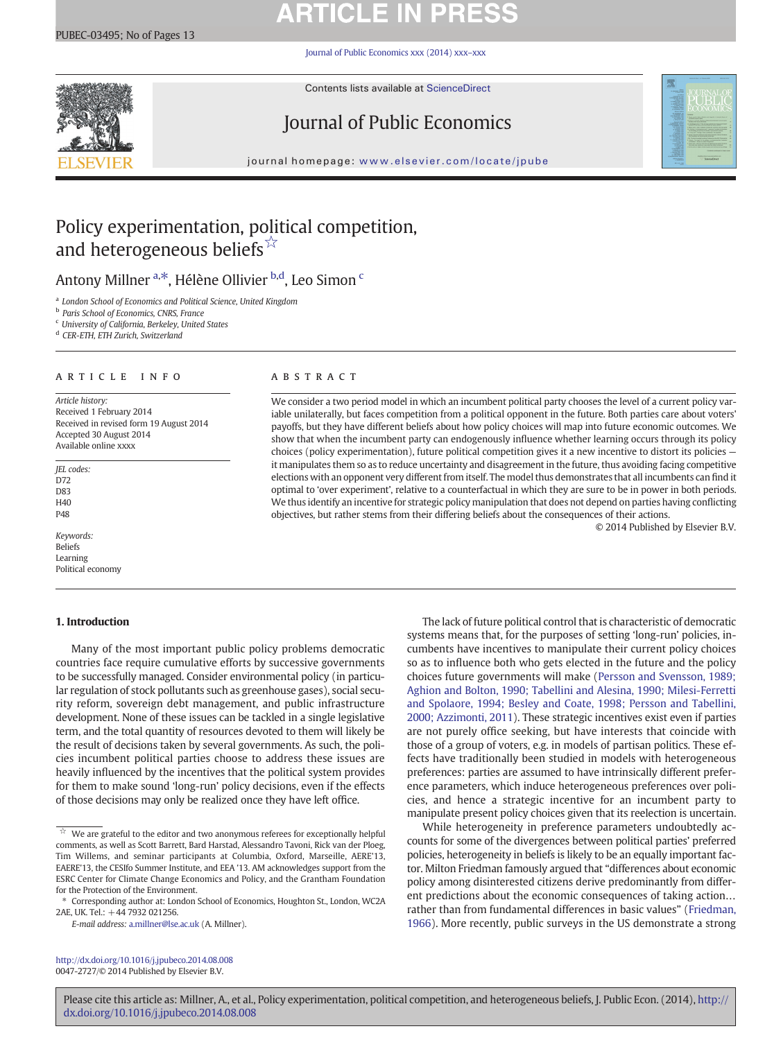# Policy experimentation, political competition, and heterogeneous beliefs ☆

Antony Millner [a,*], Hélène Ollivier [b,d], Leo Simon [c]

[a] London School of Economics and Political Science, United Kingdom
[b] Paris School of Economics, CNRS, France
[c] University of California, Berkeley, United States
[d] CER-ETH, ETH Zurich, Switzerland

**ARTICLE INFO**

*Article history:*
Received 1 February 2014
Received in revised form 19 August 2014
Accepted 30 August 2014
Available online xxxx

*JEL codes:*
D72
D83
H40
P48

*Keywords:*
Beliefs
Learning
Political economy

**ABSTRACT**

We consider a two period model in which an incumbent political party chooses the level of a current policy variable unilaterally, but faces competition from a political opponent in the future. Both parties care about voters' payoffs, but they have different beliefs about how policy choices will map into future economic outcomes. We show that when the incumbent party can endogenously influence whether learning occurs through its policy choices (policy experimentation), future political competition gives it a new incentive to distort its policies — it manipulates them so as to reduce uncertainty and disagreement in the future, thus avoiding facing competitive elections with an opponent very different from itself. The model thus demonstrates that all incumbents can find it optimal to 'over experiment', relative to a counterfactual in which they are sure to be in power in both periods. We thus identify an incentive for strategic policy manipulation that does not depend on parties having conflicting objectives, but rather stems from their differing beliefs about the consequences of their actions.

© 2014 Published by Elsevier B.V.

## 1. Introduction

Many of the most important public policy problems democratic countries face require cumulative efforts by successive governments to be successfully managed. Consider environmental policy (in particular regulation of stock pollutants such as greenhouse gases), social security reform, sovereign debt management, and public infrastructure development. None of these issues can be tackled in a single legislative term, and the total quantity of resources devoted to them will likely be the result of decisions taken by several governments. As such, the policies incumbent political parties choose to address these issues are heavily influenced by the incentives that the political system provides for them to make sound 'long-run' policy decisions, even if the effects of those decisions may only be realized once they have left office.

The lack of future political control that is characteristic of democratic systems means that, for the purposes of setting 'long-run' policies, incumbents have incentives to manipulate their current policy choices so as to influence both who gets elected in the future and the policy choices future governments will make (Persson and Svensson, 1989; Aghion and Bolton, 1990; Tabellini and Alesina, 1990; Milesi-Ferretti and Spolaore, 1994; Besley and Coate, 1998; Persson and Tabellini, 2000; Azzimonti, 2011). These strategic incentives exist even if parties are not purely office seeking, but have interests that coincide with those of a group of voters, e.g. in models of partisan politics. These effects have traditionally been studied in models with heterogeneous preferences: parties are assumed to have intrinsically different preference parameters, which induce heterogeneous preferences over policies, and hence a strategic incentive for an incumbent party to manipulate present policy choices given that its reelection is uncertain.

While heterogeneity in preference parameters undoubtedly accounts for some of the divergences between political parties' preferred policies, heterogeneity in beliefs is likely to be an equally important factor. Milton Friedman famously argued that "differences about economic policy among disinterested citizens derive predominantly from different predictions about the economic consequences of taking action… rather than from fundamental differences in basic values" (Friedman, 1966). More recently, public surveys in the US demonstrate a strong

☆ We are grateful to the editor and two anonymous referees for exceptionally helpful comments, as well as Scott Barrett, Bard Harstad, Alessandro Tavoni, Rick van der Ploeg, Tim Willems, and seminar participants at Columbia, CESifo, Oxford, Marseille, AERE'13, EAERE'13, the CESIfo Summer Institute, and EEA '13. AM acknowledges support from the ESRC Center for Climate Change Economics and Policy, and the Grantham Foundation for the Protection of the Environment.

\* Corresponding author at: London School of Economics, Houghton St., London, WC2A 2AE, UK. Tel.: +44 7932 021256.

*E-mail address:* a.millner@lse.ac.uk (A. Millner).

http://dx.doi.org/10.1016/j.jpubeco.2014.08.008
0047-2727/© 2014 Published by Elsevier B.V.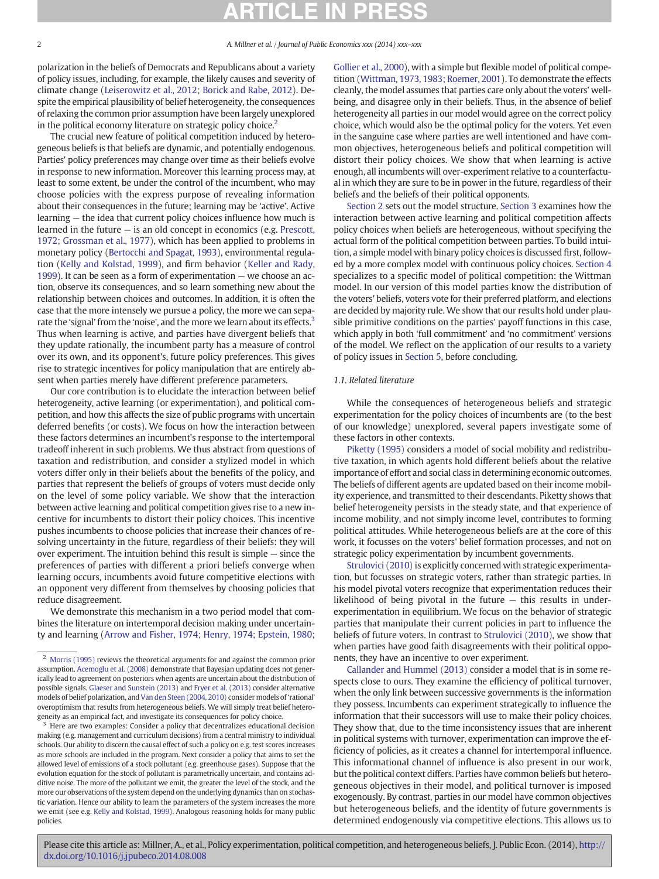polarization in the beliefs of Democrats and Republicans about a variety of policy issues, including, for example, the likely causes and severity of climate change (Leiserowitz et al., 2012; Borick and Rabe, 2012). Despite the empirical plausibility of belief heterogeneity, the consequences of relaxing the common prior assumption have been largely unexplored in the political economy literature on strategic policy choice.[2]

The crucial new feature of political competition induced by heterogeneous beliefs is that beliefs are dynamic, and potentially endogenous. Parties' policy preferences may change over time as their beliefs evolve in response to new information. Moreover this learning process may, at least to some extent, be under the control of the incumbent, who may choose policies with the express purpose of revealing information about their consequences in the future; learning may be 'active'. Active learning — the idea that current policy choices influence how much is learned in the future — is an old concept in economics (e.g. Prescott, 1972; Grossman et al., 1977), which has been applied to problems in monetary policy (Bertocchi and Spagat, 1993), environmental regulation (Kelly and Kolstad, 1999), and firm behavior (Keller and Rady, 1999). It can be seen as a form of experimentation — we choose an action, observe its consequences, and so learn something new about the relationship between choices and outcomes. In addition, it is often the case that the more intensely we pursue a policy, the more we can separate the 'signal' from the 'noise', and the more we learn about its effects.[3] Thus when learning is active, and parties have divergent beliefs that they update rationally, the incumbent party has a measure of control over its own, and its opponent's, future policy preferences. This gives rise to strategic incentives for policy manipulation that are entirely absent when parties merely have different preference parameters.

Our core contribution is to elucidate the interaction between belief heterogeneity, active learning (or experimentation), and political competition, and how this affects the size of public programs with uncertain deferred benefits (or costs). We focus on how the interaction between these factors determines an incumbent's response to the intertemporal tradeoff inherent in such problems. We thus abstract from questions of taxation and redistribution, and consider a stylized model in which voters differ only in their beliefs about the benefits of the policy, and parties that represent the beliefs of groups of voters must decide only on the level of some policy variable. We show that the interaction between active learning and political competition gives rise to a new incentive for incumbents to distort their policy choices. This incentive pushes incumbents to choose policies that increase their chances of resolving uncertainty in the future, regardless of their beliefs: they will over experiment. The intuition behind this result is simple — since the preferences of parties with different a priori beliefs converge when learning occurs, incumbents avoid future competitive elections with an opponent very different from themselves by choosing policies that reduce disagreement.

We demonstrate this mechanism in a two period model that combines the literature on intertemporal decision making under uncertainty and learning (Arrow and Fisher, 1974; Henry, 1974; Epstein, 1980; Gollier et al., 2000), with a simple but flexible model of political competition (Wittman, 1973, 1983; Roemer, 2001). To demonstrate the effects cleanly, the model assumes that parties care only about the voters' wellbeing, and disagree only in their beliefs. Thus, in the absence of belief heterogeneity all parties in our model would agree on the correct policy choice, which would also be the optimal policy for the voters. Yet even in the sanguine case where parties are well intentioned and have common objectives, heterogeneous beliefs and political competition will distort their policy choices. We show that when learning is active enough, all incumbents will over-experiment relative to a counterfactual in which they are sure to be in power in the future, regardless of their beliefs and the beliefs of their political opponents.

Section 2 sets out the model structure. Section 3 examines how the interaction between active learning and political competition affects policy choices when beliefs are heterogeneous, without specifying the actual form of the political competition between parties. To build intuition, a simple model with binary policy choices is discussed first, followed by a more complex model with continuous policy choices. Section 4 specializes to a specific model of political competition: the Wittman model. In our version of this model parties know the distribution of the voters' beliefs, voters vote for their preferred platform, and elections are decided by majority rule. We show that our results hold under plausible primitive conditions on the parties' payoff functions in this case, which apply in both 'full commitment' and 'no commitment' versions of the model. We reflect on the application of our results to a variety of policy issues in Section 5, before concluding.

### 1.1. Related literature

While the consequences of heterogeneous beliefs and strategic experimentation for the policy choices of incumbents are (to the best of our knowledge) unexplored, several papers investigate some of these factors in other contexts.

Piketty (1995) considers a model of social mobility and redistributive taxation, in which agents hold different beliefs about the relative importance of effort and social class in determining economic outcomes. The beliefs of different agents are updated based on their income mobility experience, and transmitted to their descendants. Piketty shows that belief heterogeneity persists in the steady state, and that experience of income mobility, and not simply income level, contributes to forming political attitudes. While heterogeneous beliefs are at the core of this work, it focusses on the voters' belief formation processes, and not on strategic policy experimentation by incumbent governments.

Strulovici (2010) is explicitly concerned with strategic experimentation, but focusses on strategic voters, rather than strategic parties. In his model pivotal voters recognize that experimentation reduces their likelihood of being pivotal in the future — this results in under-experimentation in equilibrium. We focus on the behavior of strategic parties that manipulate their current policies in part to influence the beliefs of future voters. In contrast to Strulovici (2010), we show that when parties have good faith disagreements with their political opponents, they have an incentive to over experiment.

Callander and Hummel (2013) consider a model that is in some respects close to ours. They examine the efficiency of political turnover, when the only link between successive governments is the information they possess. Incumbents can experiment strategically to influence the information that their successors will use to make their policy choices. They show that, due to the time inconsistency issues that are inherent in political systems with turnover, experimentation can improve the efficiency of policies, as it creates a channel for intertemporal influence. This informational channel of influence is also present in our work, but the political context differs. Parties have common beliefs but heterogeneous objectives in their model, and political turnover is imposed exogenously. By contrast, parties in our model have common objectives but heterogeneous beliefs, and the identity of future governments is determined endogenously via competitive elections. This allows us to

---

[2] Morris (1995) reviews the theoretical arguments for and against the common prior assumption. Acemoglu et al. (2008) demonstrate that Bayesian updating does not generically lead to agreement on posteriors when agents are uncertain about the distribution of possible signals. Glaeser and Sunstein (2013) and Fryer et al. (2013) consider alternative models of belief polarization, and Van den Steen (2004, 2010) consider models of 'rational' overoptimism that results from heterogeneous beliefs. We will simply treat belief heterogeneity as an empirical fact, and investigate its consequences for policy choice.

[3] Here are two examples: Consider a policy that decentralizes educational decision making (e.g. management and curriculum decisions) from a central ministry to individual schools. Our ability to discern the causal effect of such a policy on e.g. test scores increases as more schools are included in the program. Next consider a policy that aims to set the allowed level of emissions of a stock pollutant (e.g. greenhouse gases). Suppose that the evolution equation for the stock of pollutant is parametrically uncertain, and contains additive noise. The more of the pollutant we emit, the greater the level of the stock, and the more our observations of the system depend on the underlying dynamics than on stochastic variation. Hence our ability to learn the parameters of the system increases the more we emit (see e.g. Kelly and Kolstad, 1999). Analogous reasoning holds for many public policies.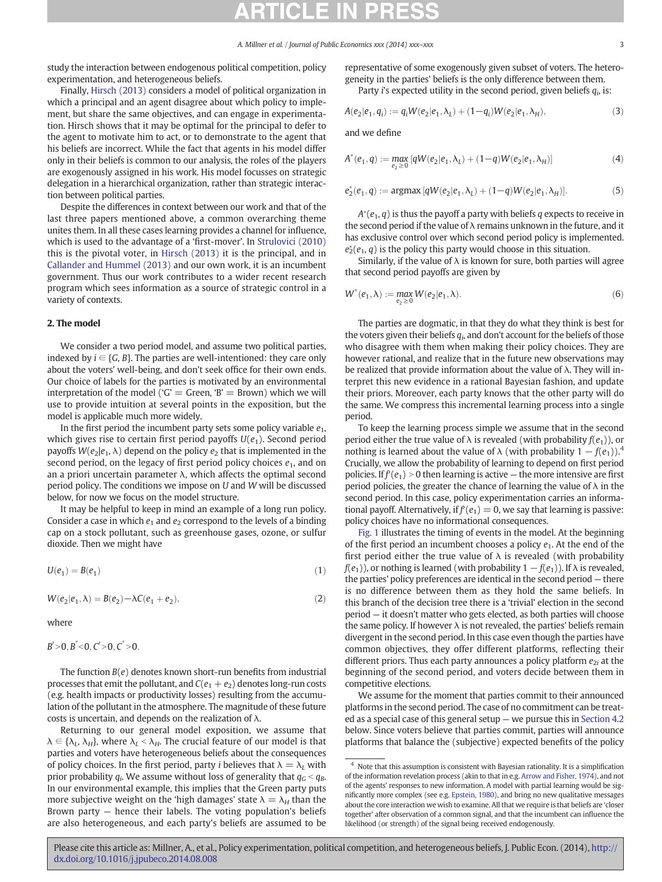study the interaction between endogenous political competition, policy experimentation, and heterogeneous beliefs.

Finally, Hirsch (2013) considers a model of political organization in which a principal and an agent disagree about which policy to implement, but share the same objectives, and can engage in experimentation. Hirsch shows that it may be optimal for the principal to defer to the agent to motivate him to act, or to demonstrate to the agent that his beliefs are incorrect. While the fact that agents in his model differ only in their beliefs is common to our analysis, the roles of the players are exogenously assigned in his work. His model focusses on strategic delegation in a hierarchical organization, rather than strategic interaction between political parties.

Despite the differences in context between our work and that of the last three papers mentioned above, a common overarching theme unites them. In all these cases learning provides a channel for influence, which is used to the advantage of a 'first-mover'. In Strulovici (2010) this is the pivotal voter, in Hirsch (2013) it is the principal, and in Callander and Hummel (2013) and our own work, it is an incumbent government. Thus our work contributes to a wider recent research program which sees information as a source of strategic control in a variety of contexts.

## 2. The model

We consider a two period model, and assume two political parties, indexed by $i \in \{G, B\}$. The parties are well-intentioned: they care only about the voters' well-being, and don't seek office for their own ends. Our choice of labels for the parties is motivated by an environmental interpretation of the model ('G' = Green, 'B' = Brown) which we will use to provide intuition at several points in the exposition, but the model is applicable much more widely.

In the first period the incumbent party sets some policy variable $e_1$, which gives rise to certain first period payoffs $U(e_1)$. Second period payoffs $W(e_2|e_1, \lambda)$ depend on the policy $e_2$ that is implemented in the second period, on the legacy of first period policy choices $e_1$, and on an a priori uncertain parameter $\lambda$, which affects the optimal second period policy. The conditions we impose on $U$ and $W$ will be discussed below, for now we focus on the model structure.

It may be helpful to keep in mind an example of a long run policy. Consider a case in which $e_1$ and $e_2$ correspond to the levels of a binding cap on a stock pollutant, such as greenhouse gases, ozone, or sulfur dioxide. Then we might have

$$U(e_1) = B(e_1) \tag{1}$$

$$W(e_2|e_1, \lambda) = B(e_2) - \lambda C(e_1 + e_2), \tag{2}$$

where

$$B' > 0, B'' < 0, C' > 0, C'' > 0.$$

The function $B(e)$ denotes known short-run benefits from industrial processes that emit the pollutant, and $C(e_1 + e_2)$ denotes long-run costs (e.g. health impacts or productivity losses) resulting from the accumulation of the pollutant in the atmosphere. The magnitude of these future costs is uncertain, and depends on the realization of $\lambda$.

Returning to our general model exposition, we assume that $\lambda \in \{\lambda_L, \lambda_H\}$, where $\lambda_L < \lambda_H$. The crucial feature of our model is that parties and voters have heterogeneous beliefs about the consequences of policy choices. In the first period, party $i$ believes that $\lambda = \lambda_L$ with prior probability $q_i$. We assume without loss of generality that $q_G < q_B$. In our environmental example, this implies that the Green party puts more subjective weight on the 'high damages' state $\lambda = \lambda_H$ than the Brown party — hence their labels. The voting population's beliefs are also heterogeneous, and each party's beliefs are assumed to be representative of some exogenously given subset of voters. The heterogeneity in the parties' beliefs is the only difference between them.

Party $i$'s expected utility in the second period, given beliefs $q_i$, is:

$$A(e_2|e_1, q_i) := q_i W(e_2|e_1, \lambda_L) + (1-q_i) W(e_2|e_1, \lambda_H), \tag{3}$$

and we define

$$A^*(e_1, q) := \max_{e_2 \geq 0} [qW(e_2|e_1, \lambda_L) + (1-q)W(e_2|e_1, \lambda_H)] \tag{4}$$

$$e_2^*(e_1, q) := \operatorname{argmax} [qW(e_2|e_1, \lambda_L) + (1-q)W(e_2|e_1, \lambda_H)]. \tag{5}$$

$A^*(e_1, q)$ is thus the payoff a party with beliefs $q$ expects to receive in the second period if the value of $\lambda$ remains unknown in the future, and it has exclusive control over which second period policy is implemented. $e_2^*(e_1, q)$ is the policy this party would choose in this situation.

Similarly, if the value of $\lambda$ is known for sure, both parties will agree that second period payoffs are given by

$$W^*(e_1, \lambda) := \max_{e_2 \geq 0} W(e_2|e_1, \lambda). \tag{6}$$

The parties are dogmatic, in that they do what they think is best for the voters given their beliefs $q_i$, and don't account for the beliefs of those who disagree with them when making their policy choices. They are however rational, and realize that in the future new observations may be realized that provide information about the value of $\lambda$. They will interpret this new evidence in a rational Bayesian fashion, and update their priors. Moreover, each party knows that the other party will do the same. We compress this incremental learning process into a single period.

To keep the learning process simple we assume that in the second period either the true value of $\lambda$ is revealed (with probability $f(e_1)$), or nothing is learned about the value of $\lambda$ (with probability $1 - f(e_1)$).[4] Crucially, we allow the probability of learning to depend on first period policies. If $f'(e_1) > 0$ then learning is active — the more intensive are first period policies, the greater the chance of learning the value of $\lambda$ in the second period. In this case, policy experimentation carries an informational payoff. Alternatively, if $f'(e_1) = 0$, we say that learning is passive: policy choices have no informational consequences.

Fig. 1 illustrates the timing of events in the model. At the beginning of the first period an incumbent chooses a policy $e_1$. At the end of the first period either the true value of $\lambda$ is revealed (with probability $f(e_1)$), or nothing is learned (with probability $1 - f(e_1)$). If $\lambda$ is revealed, the parties' policy preferences are identical in the second period — there is no difference between them as they hold the same beliefs. In this branch of the decision tree there is a 'trivial' election in the second period — it doesn't matter who gets elected, as both parties will choose the same policy. If however $\lambda$ is not revealed, the parties' beliefs remain divergent in the second period. In this case even though the parties have common objectives, they offer different platforms, reflecting their different priors. Thus each party announces a policy platform $e_{2i}$ at the beginning of the second period, and voters decide between them in competitive elections.

We assume for the moment that parties commit to their announced platforms in the second period. The case of no commitment can be treated as a special case of this general setup — we pursue this in Section 4.2 below. Since voters believe that parties commit, parties will announce platforms that balance the (subjective) expected benefits of the policy

[4] Note that this assumption is consistent with Bayesian rationality. It is a simplification of the information revelation process (akin to that in e.g. Arrow and Fisher, 1974), and not of the agents' responses to new information. A model with partial learning would be significantly more complex (see e.g. Epstein, 1980), and bring no new qualitative messages about the core interaction we wish to examine. All that we require is that beliefs are 'closer together' after observation of a common signal, and that the incumbent can influence the likelihood (or strength) of the signal being received endogenously.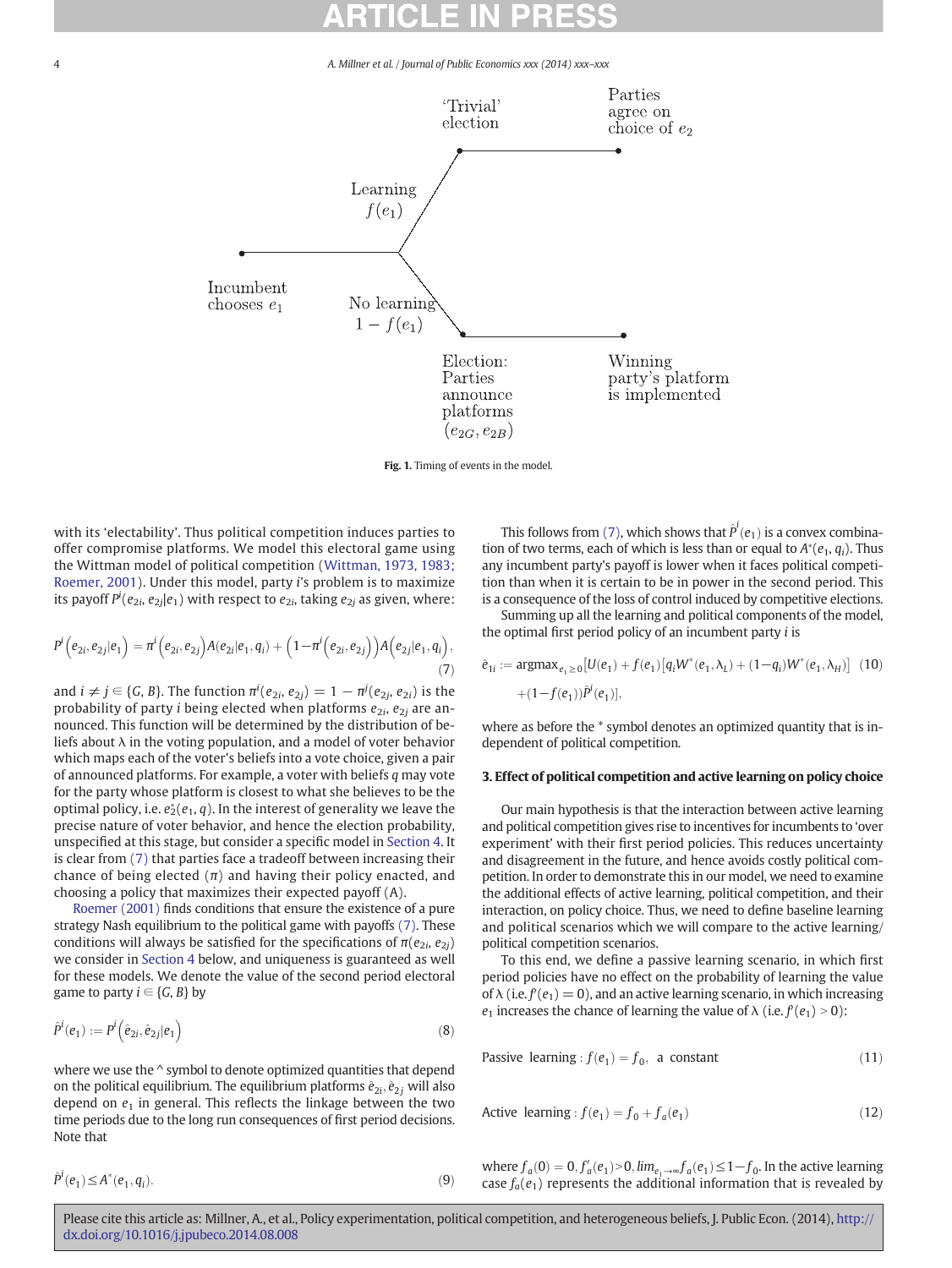Fig. 1. Timing of events in the model.

with its 'electability'. Thus political competition induces parties to offer compromise platforms. We model this electoral game using the Wittman model of political competition (Wittman, 1973, 1983; Roemer, 2001). Under this model, party $i$'s problem is to maximize its payoff $P^i(e_{2i}, e_{2j}|e_1)$ with respect to $e_{2i}$, taking $e_{2j}$ as given, where:

$$P^i\left(e_{2i}, e_{2j}|e_1\right) = \pi^i\left(e_{2i}, e_{2j}\right)A(e_{2i}|e_1, q_i) + \left(1-\pi^i\left(e_{2i}, e_{2j}\right)\right)A\left(e_{2j}|e_1, q_i\right), \tag{7}$$

and $i \neq j \in \{G, B\}$. The function $\pi^i(e_{2i}, e_{2j}) = 1 - \pi^j(e_{2j}, e_{2i})$ is the probability of party $i$ being elected when platforms $e_{2i}$, $e_{2j}$ are announced. This function will be determined by the distribution of beliefs about $\lambda$ in the voting population, and a model of voter behavior which maps each of the voter's beliefs into a vote choice, given a pair of announced platforms. For example, a voter with beliefs $q$ may vote for the party whose platform is closest to what she believes to be the optimal policy, i.e. $e_2^*(e_1, q)$. In the interest of generality we leave the precise nature of voter behavior, and hence the election probability, unspecified at this stage, but consider a specific model in Section 4. It is clear from (7) that parties face a tradeoff between increasing their chance of being elected ($\pi$) and having their policy enacted, and choosing a policy that maximizes their expected payoff ($A$).

Roemer (2001) finds conditions that ensure the existence of a pure strategy Nash equilibrium to the political game with payoffs (7). These conditions will always be satisfied for the specifications of $\pi(e_{2i}, e_{2j})$ we consider in Section 4 below, and uniqueness is guaranteed as well for these models. We denote the value of the second period electoral game to party $i \in \{G, B\}$ by

$$\hat{P}^i(e_1) := P^i\left(\hat{e}_{2i}, \hat{e}_{2j}|e_1\right) \tag{8}$$

where we use the ^ symbol to denote optimized quantities that depend on the political equilibrium. The equilibrium platforms $\hat{e}_{2i}$, $\hat{e}_{2j}$ will also depend on $e_1$ in general. This reflects the linkage between the two time periods due to the long run consequences of first period decisions. Note that

$$\hat{P}^i(e_1) \leq A^*(e_1, q_i). \tag{9}$$

This follows from (7), which shows that $\hat{P}^i(e_1)$ is a convex combination of two terms, each of which is less than or equal to $A^*(e_1, q_i)$. Thus any incumbent party's payoff is lower when it faces political competition than when it is certain to be in power in the second period. This is a consequence of the loss of control induced by competitive elections.

Summing up all the learning and political components of the model, the optimal first period policy of an incumbent party $i$ is

$$\hat{e}_{1i} := \text{argmax}_{e_1 \geq 0}\left[U(e_1) + f(e_1)\left[q_i W^*(e_1, \lambda_L) + (1-q_i)W^*(e_1, \lambda_H)\right] + (1-f(e_1))\hat{P}^i(e_1)\right], \tag{10}$$

where as before the * symbol denotes an optimized quantity that is independent of political competition.

## 3. Effect of political competition and active learning on policy choice

Our main hypothesis is that the interaction between active learning and political competition gives rise to incentives for incumbents to 'over experiment' with their first period policies. This reduces uncertainty and disagreement in the future, and hence avoids costly political competition. In order to demonstrate this in our model, we need to examine the additional effects of active learning, political competition, and their interaction, on policy choice. Thus, we need to define baseline learning and political scenarios which we will compare to the active learning/political competition scenarios.

To this end, we define a passive learning scenario, in which first period policies have no effect on the probability of learning the value of $\lambda$ (i.e. $f'(e_1) = 0$), and an active learning scenario, in which increasing $e_1$ increases the chance of learning the value of $\lambda$ (i.e. $f'(e_1) > 0$):

$$\text{Passive learning}: f(e_1) = f_0, \text{ a constant} \tag{11}$$

$$\text{Active learning}: f(e_1) = f_0 + f_a(e_1) \tag{12}$$

where $f_a(0) = 0, f_a'(e_1) > 0, \lim_{e_1 \to \infty} f_a(e_1) \leq 1 - f_0$. In the active learning case $f_a(e_1)$ represents the additional information that is revealed by

Please cite this article as: Millner, A., et al., Policy experimentation, political competition, and heterogeneous beliefs, J. Public Econ. (2014), http://dx.doi.org/10.1016/j.jpubeco.2014.08.008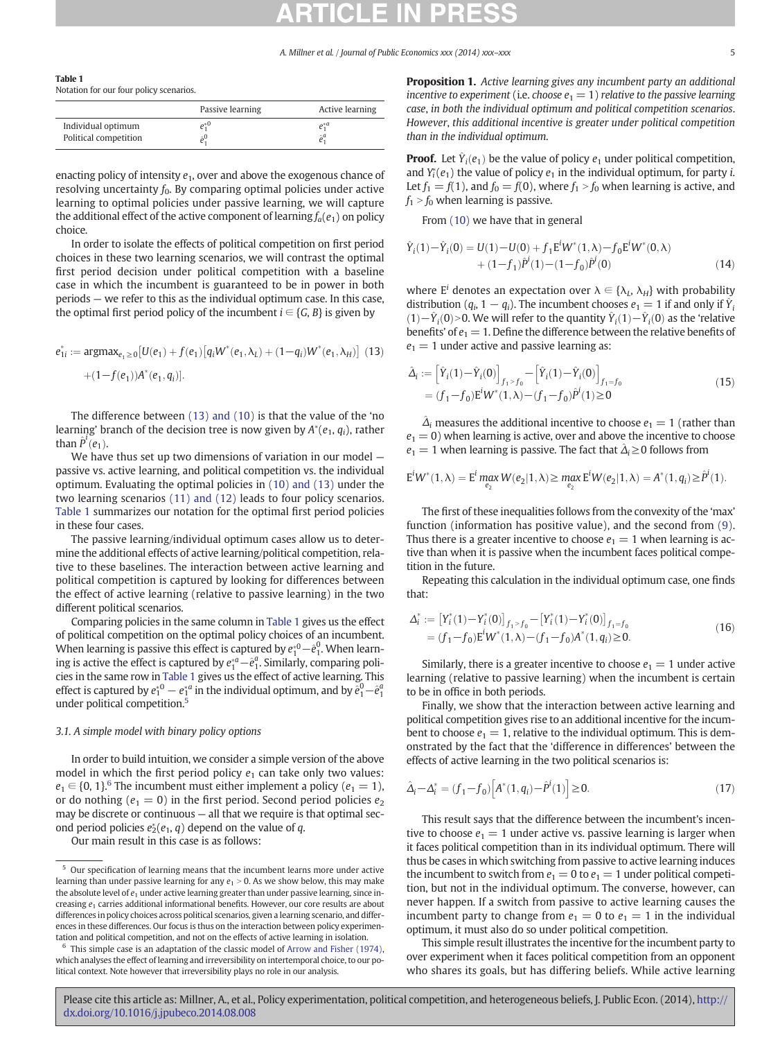**Table 1**
Notation for our four policy scenarios.

| | Passive learning | Active learning |
|---|---|---|
| Individual optimum | $e_1^{*0}$ | $e_1^{*a}$ |
| Political competition | $\hat{e}_1^0$ | $\hat{e}_1^a$ |

enacting policy of intensity $e_1$, over and above the exogenous chance of resolving uncertainty $f_0$. By comparing optimal policies under active learning to optimal policies under passive learning, we will capture the additional effect of the active component of learning $f_a(e_1)$ on policy choice.

In order to isolate the effects of political competition on first period choices in these two learning scenarios, we will contrast the optimal first period decision under political competition with a baseline case in which the incumbent is guaranteed to be in power in both periods — we refer to this as the individual optimum case. In this case, the optimal first period policy of the incumbent $i \in \{G, B\}$ is given by

$$e_{1i}^* := \text{argmax}_{e_1 \geq 0}\left[U(e_1) + f(e_1)\left[q_i W^*(e_1, \lambda_L) + (1-q_i)W^*(e_1, \lambda_H)\right] \right. \tag{13}$$
$$\left. +(1-f(e_1))A^*(e_1, q_i)\right].$$

The difference between (13) and (10) is that the value of the 'no learning' branch of the decision tree is now given by $A^*(e_1, q_i)$, rather than $\hat{P}^i(e_1)$.

We have thus set up two dimensions of variation in our model — passive vs. active learning, and political competition vs. the individual optimum. Evaluating the optimal policies in (10) and (13) under the two learning scenarios (11) and (12) leads to four policy scenarios. Table 1 summarizes our notation for the optimal first period policies in these four cases.

The passive learning/individual optimum cases allow us to determine the additional effects of active learning/political competition, relative to these baselines. The interaction between active learning and political competition is captured by looking for differences between the effect of active learning (relative to passive learning) in the two different political scenarios.

Comparing policies in the same column in Table 1 gives us the effect of political competition on the optimal policy choices of an incumbent. When learning is passive this effect is captured by $e_1^{*0} - \hat{e}_1^0$. When learning is active the effect is captured by $e_1^{*a} - \hat{e}_1^a$. Similarly, comparing policies in the same row in Table 1 gives us the effect of active learning. This effect is captured by $e_1^{*0} - e_1^{*a}$ in the individual optimum, and by $\hat{e}_1^0 - \hat{e}_1^a$ under political competition.[5]

### 3.1. A simple model with binary policy options

In order to build intuition, we consider a simple version of the above model in which the first period policy $e_1$ can take only two values: $e_1 \in \{0, 1\}$.[6] The incumbent must either implement a policy ($e_1 = 1$), or do nothing ($e_1 = 0$) in the first period. Second period policies $e_2$ may be discrete or continuous — all that we require is that optimal second period policies $e_2^*(e_1, q)$ depend on the value of $q$.

Our main result in this case is as follows:

**Proposition 1.** *Active learning gives any incumbent party an additional incentive to experiment* (i.e. *choose* $e_1 = 1$) *relative to the passive learning case, in both the individual optimum and political competition scenarios. However, this additional incentive is greater under political competition than in the individual optimum.*

**Proof.** Let $\hat{Y}_i(e_1)$ be the value of policy $e_1$ under political competition, and $Y_i^*(e_1)$ the value of policy $e_1$ in the individual optimum, for party $i$. Let $f_1 = f(1)$, and $f_0 = f(0)$, where $f_1 > f_0$ when learning is active, and $f_1 > f_0$ when learning is passive.

From (10) we have that in general

$$\hat{Y}_i(1) - \hat{Y}_i(0) = U(1) - U(0) + f_1 \mathrm{E}^i W^*(1, \lambda) - f_0 \mathrm{E}^i W^*(0, \lambda) + (1-f_1)\hat{P}^i(1) - (1-f_0)\hat{P}^i(0) \tag{14}$$

where $\mathrm{E}^i$ denotes an expectation over $\lambda \in \{\lambda_L, \lambda_H\}$ with probability distribution $(q_i, 1-q_i)$. The incumbent chooses $e_1 = 1$ if and only if $\hat{Y}_i(1) - \hat{Y}_i(0) > 0$. We will refer to the quantity $\hat{Y}_i(1) - \hat{Y}_i(0)$ as the 'relative benefits' of $e_1 = 1$. Define the difference between the relative benefits of $e_1 = 1$ under active and passive learning as:

$$\begin{aligned} \hat{\Delta}_i &:= \left[\hat{Y}_i(1) - \hat{Y}_i(0)\right]_{f_1 > f_0} - \left[\hat{Y}_i(1) - \hat{Y}_i(0)\right]_{f_1 = f_0} \\ &= (f_1 - f_0)\mathrm{E}^i W^*(1, \lambda) - (f_1 - f_0)\hat{P}^i(1) \geq 0 \end{aligned} \tag{15}$$

$\hat{\Delta}_i$ measures the additional incentive to choose $e_1 = 1$ (rather than $e_1 = 0$) when learning is active, over and above the incentive to choose $e_1 = 1$ when learning is passive. The fact that $\hat{\Delta}_i \geq 0$ follows from

$$\mathrm{E}^i W^*(1, \lambda) = \mathrm{E}^i \max_{e_2} W(e_2 | 1, \lambda) \geq \max_{e_2} \mathrm{E}^i W(e_2 | 1, \lambda) = A^*(1, q_i) \geq \hat{P}^i(1).$$

The first of these inequalities follows from the convexity of the 'max' function (information has positive value), and the second from (9). Thus there is a greater incentive to choose $e_1 = 1$ when learning is active than when it is passive when the incumbent faces political competition in the future.

Repeating this calculation in the individual optimum case, one finds that:

$$\begin{aligned} \Delta_i^* &:= \left[Y_i^*(1) - Y_i^*(0)\right]_{f_1 > f_0} - \left[Y_i^*(1) - Y_i^*(0)\right]_{f_1 = f_0} \\ &= (f_1 - f_0)\mathrm{E}^i W^*(1, \lambda) - (f_1 - f_0)A^*(1, q_i) \geq 0. \end{aligned} \tag{16}$$

Similarly, there is a greater incentive to choose $e_1 = 1$ under active learning (relative to passive learning) when the incumbent is certain to be in office in both periods.

Finally, we show that the interaction between active learning and political competition gives rise to an additional incentive for the incumbent to choose $e_1 = 1$, relative to the individual optimum. This is demonstrated by the fact that the 'difference in differences' between the effects of active learning in the two political scenarios is:

$$\hat{\Delta}_i - \Delta_i^* = (f_1 - f_0)\left[A^*(1, q_i) - \hat{P}^i(1)\right] \geq 0. \tag{17}$$

This result says that the difference between the incumbent's incentive to choose $e_1 = 1$ under active vs. passive learning is larger when it faces political competition than in its individual optimum. There will thus be cases in which switching from passive to active learning induces the incumbent to switch from $e_1 = 0$ to $e_1 = 1$ under political competition, but not in the individual optimum. The converse, however, can never happen. If a switch from passive to active learning causes the incumbent party to change from $e_1 = 0$ to $e_1 = 1$ in the individual optimum, it must also do so under political competition.

This simple result illustrates the incentive for the incumbent party to over experiment when it faces political competition from an opponent who shares its goals, but has differing beliefs. While active learning

[5] Our specification of learning means that the incumbent learns more under active learning than under passive learning for any $e_1 > 0$. As we show below, this may make the absolute level of $e_1$ under active learning greater than under passive learning, since increasing $e_1$ carries additional informational benefits. However, our core results are about differences in policy choices across political scenarios, given a learning scenario, and differences in these differences. Our focus is thus on the interaction between policy experimentation and political competition, and not on the effects of active learning in isolation.

[6] This simple case is an adaptation of the classic model of Arrow and Fisher (1974), which analyses the effect of learning and irreversibility on intertemporal choice, to our political context. Note however that irreversibility plays no role in our analysis.

Please cite this article as: Millner, A., et al., Policy experimentation, political competition, and heterogeneous beliefs, J. Public Econ. (2014), http://dx.doi.org/10.1016/j.jpubeco.2014.08.008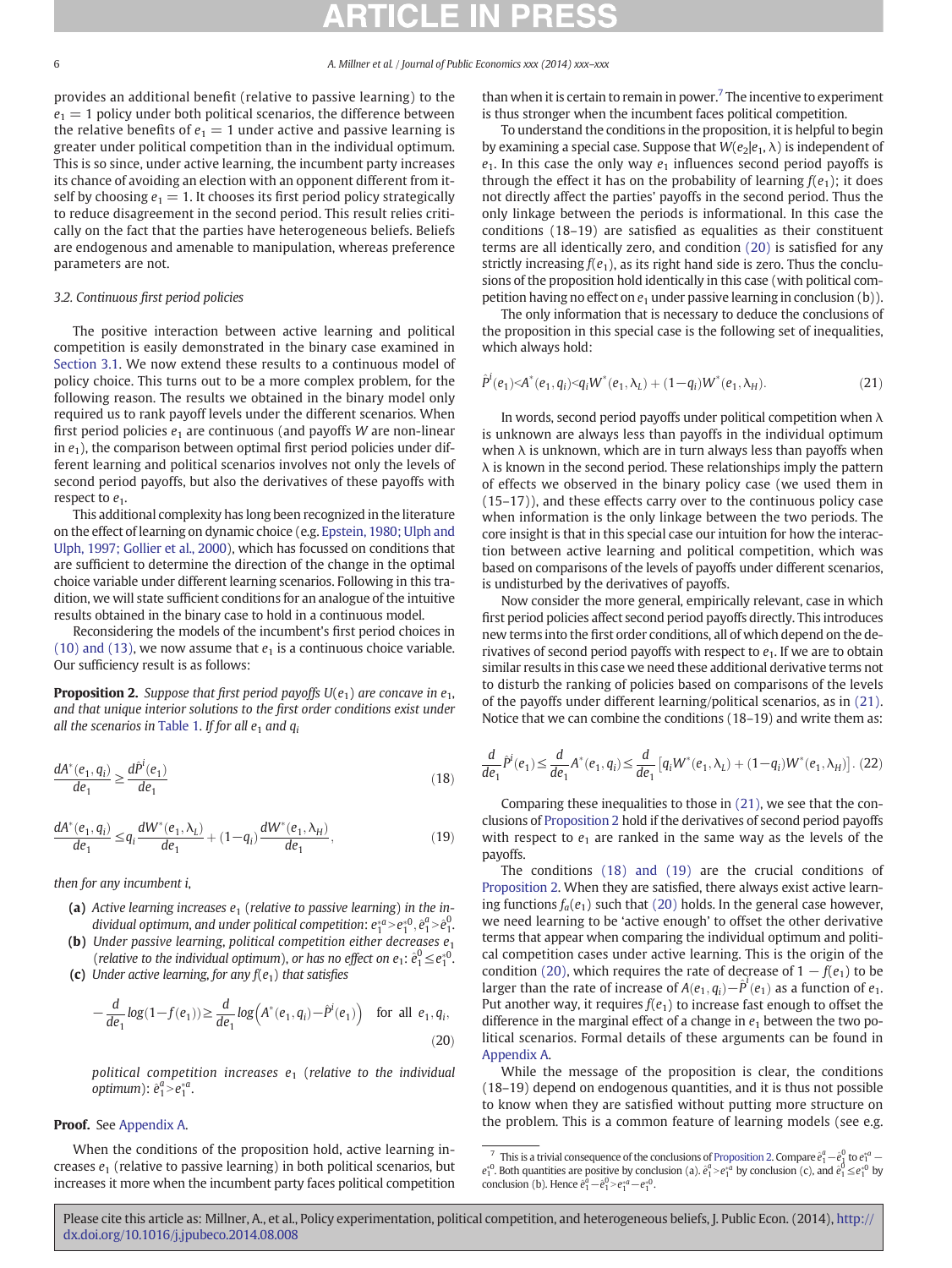provides an additional benefit (relative to passive learning) to the $e_1 = 1$ policy under both political scenarios, the difference between the relative benefits of $e_1 = 1$ under active and passive learning is greater under political competition than in the individual optimum. This is so since, under active learning, the incumbent party increases its chance of avoiding an election with an opponent different from itself by choosing $e_1 = 1$. It chooses its first period policy strategically to reduce disagreement in the second period. This result relies critically on the fact that the parties have heterogeneous beliefs. Beliefs are endogenous and amenable to manipulation, whereas preference parameters are not.

### 3.2. Continuous first period policies

The positive interaction between active learning and political competition is easily demonstrated in the binary case examined in Section 3.1. We now extend these results to a continuous model of policy choice. This turns out to be a more complex problem, for the following reason. The results we obtained in the binary model only required us to rank payoff levels under the different scenarios. When first period policies $e_1$ are continuous (and payoffs $W$ are non-linear in $e_1$), the comparison between optimal first period policies under different learning and political scenarios involves not only the levels of second period payoffs, but also the derivatives of these payoffs with respect to $e_1$.

This additional complexity has long been recognized in the literature on the effect of learning on dynamic choice (e.g. Epstein, 1980; Ulph and Ulph, 1997; Gollier et al., 2000), which has focussed on conditions that are sufficient to determine the direction of the change in the optimal choice variable under different learning scenarios. Following in this tradition, we will state sufficient conditions for an analogue of the intuitive results obtained in the binary case to hold in a continuous model.

Reconsidering the models of the incumbent's first period choices in (10) and (13), we now assume that $e_1$ is a continuous choice variable. Our sufficiency result is as follows:

**Proposition 2.** *Suppose that first period payoffs $U(e_1)$ are concave in $e_1$, and that unique interior solutions to the first order conditions exist under all the scenarios in Table 1. If for all $e_1$ and $q_i$*

$$\frac{dA^*(e_1, q_i)}{de_1} \geq \frac{d\hat{P}^i(e_1)}{de_1} \tag{18}$$

$$\frac{dA^*(e_1, q_i)}{de_1} \leq q_i \frac{dW^*(e_1, \lambda_L)}{de_1} + (1-q_i)\frac{dW^*(e_1, \lambda_H)}{de_1}, \tag{19}$$

*then for any incumbent i,*

**(a)** *Active learning increases $e_1$ (relative to passive learning) in the individual optimum, and under political competition: $e_1^{*a} > e_1^{*0}$, $\hat{e}_1^a > \hat{e}_1^0$.*

**(b)** *Under passive learning, political competition either decreases $e_1$ (relative to the individual optimum), or has no effect on $e_1$: $\hat{e}_1^0 \leq e_1^{*0}$.*

**(c)** *Under active learning, for any $f(e_1)$ that satisfies*

$$-\frac{d}{de_1}\log(1-f(e_1)) \geq \frac{d}{de_1}\log\left(A^*(e_1, q_i) - \hat{P}^i(e_1)\right) \quad \text{for all } e_1, q_i, \tag{20}$$

*political competition increases $e_1$ (relative to the individual optimum): $\hat{e}_1^a > e_1^{*a}$.*

**Proof.** See Appendix A.

When the conditions of the proposition hold, active learning increases $e_1$ (relative to passive learning) in both political scenarios, but increases it more when the incumbent party faces political competition than when it is certain to remain in power.[7] The incentive to experiment is thus stronger when the incumbent faces political competition.

To understand the conditions in the proposition, it is helpful to begin by examining a special case. Suppose that $W(e_2|e_1, \lambda)$ is independent of $e_1$. In this case the only way $e_1$ influences second period payoffs is through the effect it has on the probability of learning $f(e_1)$; it does not directly affect the parties' payoffs in the second period. Thus the only linkage between the periods is informational. In this case the conditions (18–19) are satisfied as equalities as their constituent terms are all identically zero, and condition (20) is satisfied for any strictly increasing $f(e_1)$, as its right hand side is zero. Thus the conclusions of the proposition hold identically in this case (with political competition having no effect on $e_1$ under passive learning in conclusion (b)).

The only information that is necessary to deduce the conclusions of the proposition in this special case is the following set of inequalities, which always hold:

$$\hat{P}^i(e_1) < A^*(e_1, q_i) < q_i W^*(e_1, \lambda_L) + (1-q_i)W^*(e_1, \lambda_H). \tag{21}$$

In words, second period payoffs under political competition when $\lambda$ is unknown are always less than payoffs in the individual optimum when $\lambda$ is unknown, which are in turn always less than payoffs when $\lambda$ is known in the second period. These relationships imply the pattern of effects we observed in the binary policy case (we used them in (15–17)), and these effects carry over to the continuous policy case when information is the only linkage between the two periods. The core insight is that in this special case our intuition for how the interaction between active learning and political competition, which was based on comparisons of the levels of payoffs under different scenarios, is undisturbed by the derivatives of payoffs.

Now consider the more general, empirically relevant, case in which first period policies affect second period payoffs directly. This introduces new terms into the first order conditions, all of which depend on the derivatives of second period payoffs with respect to $e_1$. If we are to obtain similar results in this case we need these additional derivative terms not to disturb the ranking of policies based on comparisons of the levels of the payoffs under different learning/political scenarios, as in (21). Notice that we can combine the conditions (18–19) and write them as:

$$\frac{d}{de_1}\hat{P}^i(e_1) \leq \frac{d}{de_1}A^*(e_1, q_i) \leq \frac{d}{de_1}\left[q_i W^*(e_1, \lambda_L) + (1-q_i)W^*(e_1, \lambda_H)\right]. \tag{22}$$

Comparing these inequalities to those in (21), we see that the conclusions of Proposition 2 hold if the derivatives of second period payoffs with respect to $e_1$ are ranked in the same way as the levels of the payoffs.

The conditions (18) and (19) are the crucial conditions of Proposition 2. When they are satisfied, there always exist active learning functions $f_a(e_1)$ such that (20) holds. In the general case however, we need learning to be 'active enough' to offset the other derivative terms that appear when comparing the individual optimum and political competition cases under active learning. This is the origin of the condition (20), which requires the rate of decrease of $1 - f(e_1)$ to be larger than the rate of increase of $A(e_1, q_i) - \hat{P}^i(e_1)$ as a function of $e_1$. Put another way, it requires $f(e_1)$ to increase fast enough to offset the difference in the marginal effect of a change in $e_1$ between the two political scenarios. Formal details of these arguments can be found in Appendix A.

While the message of the proposition is clear, the conditions (18–19) depend on endogenous quantities, and it is thus not possible to know when they are satisfied without putting more structure on the problem. This is a common feature of learning models (see e.g.

[7] This is a trivial consequence of the conclusions of Proposition 2. Compare $\hat{e}_1^a - \hat{e}_1^0$ to $e_1^{*a} - e_1^{*0}$. Both quantities are positive by conclusion (a). $\hat{e}_1^a > e_1^{*a}$ by conclusion (c), and $\hat{e}_1^0 \leq e_1^{*0}$ by conclusion (b). Hence $\hat{e}_1^a - \hat{e}_1^0 > e_1^{*a} - e_1^{*0}$.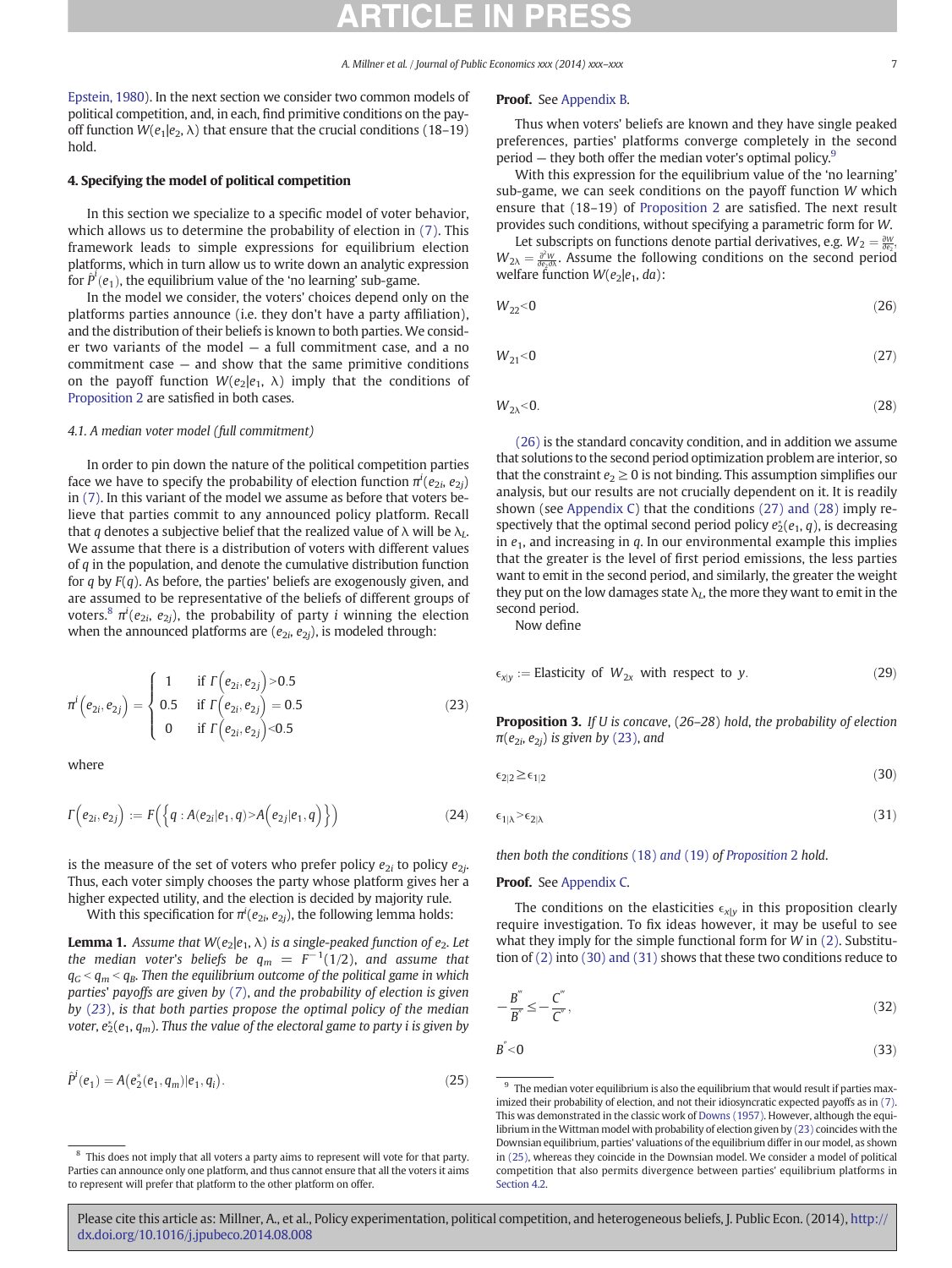Epstein, 1980). In the next section we consider two common models of political competition, and, in each, find primitive conditions on the payoff function $W(e_1|e_2, \lambda)$ that ensure that the crucial conditions (18–19) hold.

## 4. Specifying the model of political competition

In this section we specialize to a specific model of voter behavior, which allows us to determine the probability of election in (7). This framework leads to simple expressions for equilibrium election platforms, which in turn allow us to write down an analytic expression for $\hat{P}^i(e_1)$, the equilibrium value of the 'no learning' sub-game.

In the model we consider, the voters' choices depend only on the platforms parties announce (i.e. they don't have a party affiliation), and the distribution of their beliefs is known to both parties. We consider two variants of the model — a full commitment case, and a no commitment case — and show that the same primitive conditions on the payoff function $W(e_2|e_1, \lambda)$ imply that the conditions of Proposition 2 are satisfied in both cases.

### 4.1. A median voter model (full commitment)

In order to pin down the nature of the political competition parties face we have to specify the probability of election function $\pi^i(e_{2i}, e_{2j})$ in (7). In this variant of the model we assume as before that voters believe that parties commit to any announced policy platform. Recall that $q$ denotes a subjective belief that the realized value of $\lambda$ will be $\lambda_L$. We assume that there is a distribution of voters with different values of $q$ in the population, and denote the cumulative distribution function for $q$ by $F(q)$. As before, the parties' beliefs are exogenously given, and are assumed to be representative of the beliefs of different groups of voters.[8] $\pi^i(e_{2i}, e_{2j})$, the probability of party $i$ winning the election when the announced platforms are $(e_{2i}, e_{2j})$, is modeled through:

$$\pi^i\left(e_{2i}, e_{2j}\right) = \begin{cases} 1 & \text{if } \Gamma\left(e_{2i}, e_{2j}\right) > 0.5 \\ 0.5 & \text{if } \Gamma\left(e_{2i}, e_{2j}\right) = 0.5 \\ 0 & \text{if } \Gamma\left(e_{2i}, e_{2j}\right) < 0.5 \end{cases} \tag{23}$$

where

$$\Gamma\left(e_{2i}, e_{2j}\right) := F\left(\left\{q : A(e_{2i}|e_1, q) > A\left(e_{2j}|e_1, q\right)\right\}\right) \tag{24}$$

is the measure of the set of voters who prefer policy $e_{2i}$ to policy $e_{2j}$. Thus, each voter simply chooses the party whose platform gives her a higher expected utility, and the election is decided by majority rule.

With this specification for $\pi^i(e_{2i}, e_{2j})$, the following lemma holds:

**Lemma 1.** *Assume that $W(e_2|e_1, \lambda)$ is a single-peaked function of $e_2$. Let the median voter's beliefs be $q_m = F^{-1}(1/2)$, and assume that $q_G < q_m < q_B$. Then the equilibrium outcome of the political game in which parties' payoffs are given by (7), and the probability of election is given by (23), is that both parties propose the optimal policy of the median voter, $e_2^*(e_1, q_m)$. Thus the value of the electoral game to party $i$ is given by*

$$\hat{P}^i(e_1) = A(e_2^*(e_1, q_m)|e_1, q_i). \tag{25}$$

**Proof.** See Appendix B.

Thus when voters' beliefs are known and they have single peaked preferences, parties' platforms converge completely in the second period — they both offer the median voter's optimal policy.[9]

With this expression for the equilibrium value of the 'no learning' sub-game, we can seek conditions on the payoff function $W$ which ensure that (18–19) of Proposition 2 are satisfied. The next result provides such conditions, without specifying a parametric form for $W$.

Let subscripts on functions denote partial derivatives, e.g. $W_2 = \frac{\partial W}{\partial e_2}$, $W_{2\lambda} = \frac{\partial^2 W}{\partial e_2 \partial \lambda}$. Assume the following conditions on the second period welfare function $W(e_2|e_1, da)$:

$$W_{22} < 0 \tag{26}$$

$$W_{21} < 0 \tag{27}$$

$$W_{2\lambda} < 0. \tag{28}$$

(26) is the standard concavity condition, and in addition we assume that solutions to the second period optimization problem are interior, so that the constraint $e_2 \geq 0$ is not binding. This assumption simplifies our analysis, but our results are not crucially dependent on it. It is readily shown (see Appendix C) that the conditions (27) and (28) imply respectively that the optimal second period policy $e_2^*(e_1, q)$, is decreasing in $e_1$, and increasing in $q$. In our environmental example this implies that the greater is the level of first period emissions, the less parties want to emit in the second period, and similarly, the greater the weight they put on the low damages state $\lambda_L$, the more they want to emit in the second period.

Now define

$$\epsilon_{x|y} := \text{Elasticity of } W_{2x} \text{ with respect to } y. \tag{29}$$

**Proposition 3.** *If $U$ is concave, (26–28) hold, the probability of election $\pi(e_{2i}, e_{2j})$ is given by (23), and*

$$\epsilon_{2|2} \geq \epsilon_{1|2} \tag{30}$$

$$\epsilon_{1|\lambda} > \epsilon_{2|\lambda} \tag{31}$$

*then both the conditions (18) and (19) of Proposition 2 hold.*

**Proof.** See Appendix C.

The conditions on the elasticities $\epsilon_{x|y}$ in this proposition clearly require investigation. To fix ideas however, it may be useful to see what they imply for the simple functional form for $W$ in (2). Substitution of (2) into (30) and (31) shows that these two conditions reduce to

$$-\frac{B'''}{B''} \leq -\frac{C'''}{C''}, \tag{32}$$

$$B''' < 0 \tag{33}$$

---

[8] This does not imply that all voters a party aims to represent will vote for that party. Parties can announce only one platform, and thus cannot ensure that all the voters it aims to represent will prefer that platform to the other platform on offer.

[9] The median voter equilibrium is also the equilibrium that would result if parties maximized their probability of election, and not their idiosyncratic expected payoffs as in (7). This was demonstrated in the classic work of Downs (1957). However, although the equilibrium in the Wittman model with probability of election given by (23) coincides with the Downsian equilibrium, parties' valuations of the equilibrium differ in our model, as shown in (25), whereas they coincide in the Downsian model. We consider a model of political competition that also permits divergence between parties' equilibrium platforms in Section 4.2.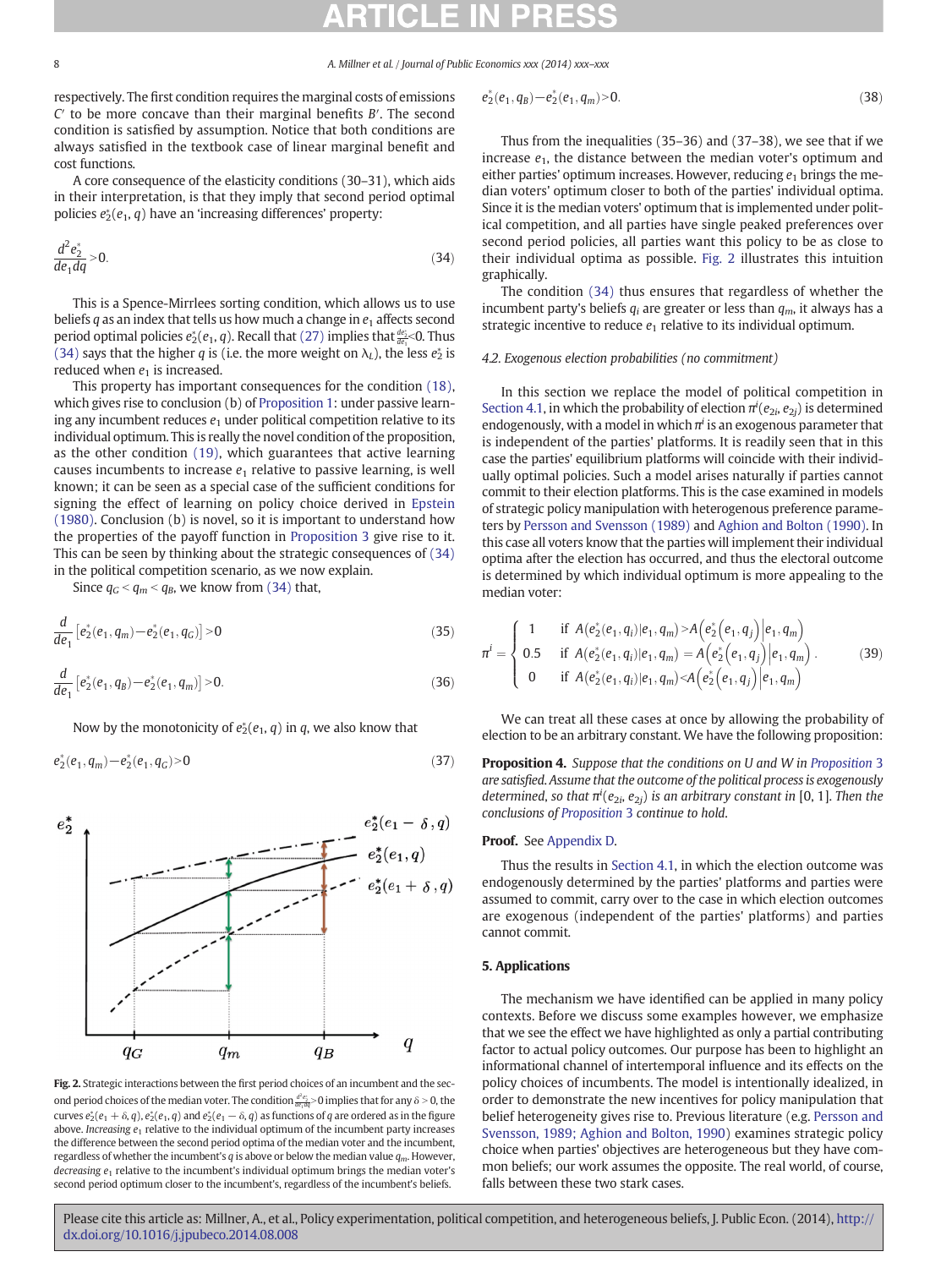respectively. The first condition requires the marginal costs of emissions $C'$ to be more concave than their marginal benefits $B'$. The second condition is satisfied by assumption. Notice that both conditions are always satisfied in the textbook case of linear marginal benefit and cost functions.

A core consequence of the elasticity conditions (30–31), which aids in their interpretation, is that they imply that second period optimal policies $e_2^*(e_1, q)$ have an 'increasing differences' property:

$$\frac{d^2 e_2^*}{de_1 dq} > 0. \tag{34}$$

This is a Spence-Mirrlees sorting condition, which allows us to use beliefs $q$ as an index that tells us how much a change in $e_1$ affects second period optimal policies $e_2^*(e_1, q)$. Recall that (27) implies that $\frac{de_2^*}{de_1} < 0$. Thus (34) says that the higher $q$ is (i.e. the more weight on $\lambda_L$), the less $e_2^*$ is reduced when $e_1$ is increased.

This property has important consequences for the condition (18), which gives rise to conclusion (b) of Proposition 1: under passive learning any incumbent reduces $e_1$ under political competition relative to its individual optimum. This is really the novel condition of the proposition, as the other condition (19), which guarantees that active learning causes incumbents to increase $e_1$ relative to passive learning, is well known; it can be seen as a special case of the sufficient conditions for signing the effect of learning on policy choice derived in Epstein (1980). Conclusion (b) is novel, so it is important to understand how the properties of the payoff function in Proposition 3 give rise to it. This can be seen by thinking about the strategic consequences of (34) in the political competition scenario, as we now explain.

Since $q_G < q_m < q_B$, we know from (34) that,

$$\frac{d}{de_1}\left[e_2^*(e_1, q_m) - e_2^*(e_1, q_G)\right] > 0 \tag{35}$$

$$\frac{d}{de_1}\left[e_2^*(e_1, q_B) - e_2^*(e_1, q_m)\right] > 0. \tag{36}$$

Now by the monotonicity of $e_2^*(e_1, q)$ in $q$, we also know that

$$e_2^*(e_1, q_m) - e_2^*(e_1, q_G) > 0 \tag{37}$$

$$e_2^*(e_1, q_B) - e_2^*(e_1, q_m) > 0. \tag{38}$$

Fig. 2. Strategic interactions between the first period choices of an incumbent and the second period choices of the median voter. The condition $\frac{d^2 e_2}{de_1 dq} > 0$ implies that for any $\delta > 0$, the curves $e_2^*(e_1 + \delta, q)$, $e_2^*(e_1, q)$ and $e_2^*(e_1 - \delta, q)$ as functions of $q$ are ordered as in the figure above. *Increasing* $e_1$ relative to the individual optimum of the incumbent party increases the difference between the second period optima of the median voter and the incumbent, regardless of whether the incumbent's $q$ is above or below the median value $q_m$. However, *decreasing* $e_1$ relative to the incumbent's individual optimum brings the median voter's second period optimum closer to the incumbent's, regardless of the incumbent's beliefs.

Thus from the inequalities (35–36) and (37–38), we see that if we increase $e_1$, the distance between the median voter's optimum and either parties' optimum increases. However, reducing $e_1$ brings the median voters' optimum closer to both of the parties' individual optima. Since it is the median voters' optimum that is implemented under political competition, and all parties have single peaked preferences over second period policies, all parties want this policy to be as close to their individual optima as possible. Fig. 2 illustrates this intuition graphically.

The condition (34) thus ensures that regardless of whether the incumbent party's beliefs $q_i$ are greater or less than $q_m$, it always has a strategic incentive to reduce $e_1$ relative to its individual optimum.

### 4.2. Exogenous election probabilities (no commitment)

In this section we replace the model of political competition in Section 4.1, in which the probability of election $\pi^i(e_{2i}, e_{2j})$ is determined endogenously, with a model in which $\pi^i$ is an exogenous parameter that is independent of the parties' platforms. It is readily seen that in this case the parties' equilibrium platforms will coincide with their individually optimal policies. Such a model arises naturally if parties cannot commit to their election platforms. This is the case examined in models of strategic policy manipulation with heterogenous preference parameters by Persson and Svensson (1989) and Aghion and Bolton (1990). In this case all voters know that the parties will implement their individual optima after the election has occurred, and thus the electoral outcome is determined by which individual optimum is more appealing to the median voter:

$$\pi^i = \begin{cases} 1 & \text{if } A(e_2^*(e_1, q_i)|e_1, q_m) > A\left(e_2^*\left(e_1, q_j\right)\middle|e_1, q_m\right) \\ 0.5 & \text{if } A(e_2^*(e_1, q_i)|e_1, q_m) = A\left(e_2^*\left(e_1, q_j\right)\middle|e_1, q_m\right) \\ 0 & \text{if } A(e_2^*(e_1, q_i)|e_1, q_m) < A\left(e_2^*\left(e_1, q_j\right)\middle|e_1, q_m\right) \end{cases}. \tag{39}$$

We can treat all these cases at once by allowing the probability of election to be an arbitrary constant. We have the following proposition:

**Proposition 4.** *Suppose that the conditions on U and W in Proposition 3 are satisfied. Assume that the outcome of the political process is exogenously determined, so that $\pi^i(e_{2i}, e_{2j})$ is an arbitrary constant in [0, 1]. Then the conclusions of Proposition 3 continue to hold.*

**Proof.** See Appendix D.

Thus the results in Section 4.1, in which the election outcome was endogenously determined by the parties' platforms and parties were assumed to commit, carry over to the case in which election outcomes are exogenous (independent of the parties' platforms) and parties cannot commit.

## 5. Applications

The mechanism we have identified can be applied in many policy contexts. Before we discuss some examples however, we emphasize that we see the effect we have highlighted as only a partial contributing factor to actual policy outcomes. Our purpose has been to highlight an informational channel of intertemporal influence and its effects on the policy choices of incumbents. The model is intentionally idealized, in order to demonstrate the new incentives for policy manipulation that belief heterogeneity gives rise to. Previous literature (e.g. Persson and Svensson, 1989; Aghion and Bolton, 1990) examines strategic policy choice when parties' objectives are heterogeneous but they have common beliefs; our work assumes the opposite. The real world, of course, falls between these two stark cases.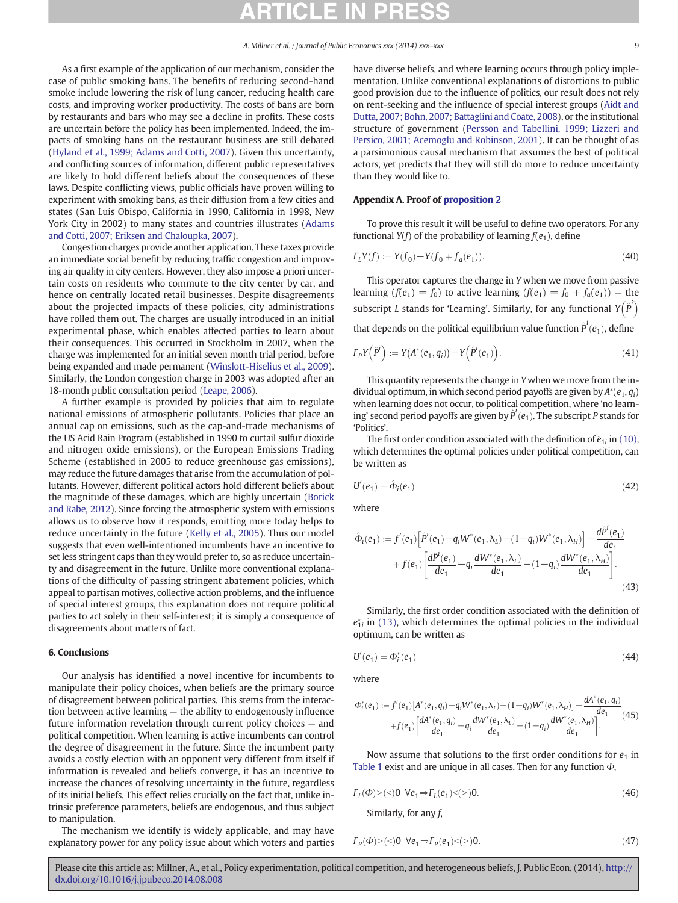As a first example of the application of our mechanism, consider the case of public smoking bans. The benefits of reducing second-hand smoke include lowering the risk of lung cancer, reducing health care costs, and improving worker productivity. The costs of bans are born by restaurants and bars who may see a decline in profits. These costs are uncertain before the policy has been implemented. Indeed, the impacts of smoking bans on the restaurant business are still debated (Hyland et al., 1999; Adams and Cotti, 2007). Given this uncertainty, and conflicting sources of information, different public representatives are likely to hold different beliefs about the consequences of these laws. Despite conflicting views, public officials have proven willing to experiment with smoking bans, as their diffusion from a few cities and states (San Luis Obispo, California in 1990, California in 1998, New York City in 2002) to many states and countries illustrates (Adams and Cotti, 2007; Eriksen and Chaloupka, 2007).

Congestion charges provide another application. These taxes provide an immediate social benefit by reducing traffic congestion and improving air quality in city centers. However, they also impose a priori uncertain costs on residents who commute to the city center by car, and hence on centrally located retail businesses. Despite disagreements about the projected impacts of these policies, city administrations have rolled them out. The charges are usually introduced in an initial experimental phase, which enables affected parties to learn about their consequences. This occurred in Stockholm in 2007, when the charge was implemented for an initial seven month trial period, before being expanded and made permanent (Winslott-Hiselius et al., 2009). Similarly, the London congestion charge in 2003 was adopted after an 18-month public consultation period (Leape, 2006).

A further example is provided by policies that aim to regulate national emissions of atmospheric pollutants. Policies that place an annual cap on emissions, such as the cap-and-trade mechanisms of the US Acid Rain Program (established in 1990 to curtail sulfur dioxide and nitrogen oxide emissions), or the European Emissions Trading Scheme (established in 2005 to reduce greenhouse gas emissions), may reduce the future damages that arise from the accumulation of pollutants. However, different political actors hold different beliefs about the magnitude of these damages, which are highly uncertain (Borick and Rabe, 2012). Since forcing the atmospheric system with emissions allows us to observe how it responds, emitting more today helps to reduce uncertainty in the future (Kelly et al., 2005). Thus our model suggests that even well-intentioned incumbents have an incentive to set less stringent caps than they would prefer to, so as reduce uncertainty and disagreement in the future. Unlike more conventional explanations of the difficulty of passing stringent abatement policies, which appeal to partisan motives, collective action problems, and the influence of special interest groups, this explanation does not require political parties to act solely in their self-interest; it is simply a consequence of disagreements about matters of fact.

### 6. Conclusions

Our analysis has identified a novel incentive for incumbents to manipulate their policy choices, when beliefs are the primary source of disagreement between political parties. This stems from the interaction between active learning — the ability to endogenously influence future information revelation through current policy choices — and political competition. When learning is active incumbents can control the degree of disagreement in the future. Since the incumbent party avoids a costly election with an opponent very different from itself if information is revealed and beliefs converge, it has an incentive to increase the chances of resolving uncertainty in the future, regardless of its initial beliefs. This effect relies crucially on the fact that, unlike intrinsic preference parameters, beliefs are endogenous, and thus subject to manipulation.

The mechanism we identify is widely applicable, and may have explanatory power for any policy issue about which voters and parties have diverse beliefs, and where learning occurs through policy implementation. Unlike conventional explanations of distortions to public good provision due to the influence of politics, our result does not rely on rent-seeking and the influence of special interest groups (Aidt and Dutta, 2007; Bohn, 2007; Battaglini and Coate, 2008), or the institutional structure of government (Persson and Tabellini, 1999; Lizzeri and Persico, 2001; Acemoglu and Robinson, 2001). It can be thought of as a parsimonious causal mechanism that assumes the best of political actors, yet predicts that they will still do more to reduce uncertainty than they would like to.

### Appendix A. Proof of proposition 2

To prove this result it will be useful to define two operators. For any functional $Y(f)$ of the probability of learning $f(e_1)$, define

$$\Gamma_L Y(f) := Y(f_0) - Y(f_0 + f_a(e_1)). \tag{40}$$

This operator captures the change in $Y$ when we move from passive learning ($f(e_1) = f_0$) to active learning ($f(e_1) = f_0 + f_a(e_1)$) — the subscript $L$ stands for 'Learning'. Similarly, for any functional $Y\left(\hat{P}^i\right)$ that depends on the political equilibrium value function $\hat{P}^i(e_1)$, define

$$\Gamma_P Y\left(\hat{P}^i\right) := Y(A^*(e_1, q_i)) - Y\left(\hat{P}^i(e_1)\right). \tag{41}$$

This quantity represents the change in $Y$ when we move from the individual optimum, in which second period payoffs are given by $A^*(e_1, q_i)$ when learning does not occur, to political competition, where 'no learning' second period payoffs are given by $\hat{P}^i(e_1)$. The subscript $P$ stands for 'Politics'.

The first order condition associated with the definition of $\hat{e}_{1i}$ in (10), which determines the optimal policies under political competition, can be written as

$$U'(e_1) = \hat{\Phi}_i(e_1) \tag{42}$$

where

$$\begin{aligned}\hat{\Phi}_i(e_1) := {} & f'(e_1)\left[\hat{P}^i(e_1) - q_i W^*(e_1, \lambda_L) - (1-q_i) W^*(e_1, \lambda_H)\right] - \frac{d\hat{P}^i(e_1)}{de_1} \\ & + f(e_1)\left[\frac{d\hat{P}^i(e_1)}{de_1} - q_i \frac{dW^*(e_1, \lambda_L)}{de_1} - (1-q_i)\frac{dW^*(e_1, \lambda_H)}{de_1}\right].\end{aligned} \tag{43}$$

Similarly, the first order condition associated with the definition of $e^*_{1i}$ in (13), which determines the optimal policies in the individual optimum, can be written as

$$U'(e_1) = \Phi^*_i(e_1) \tag{44}$$

where

$$\begin{aligned}\Phi^*_i(e_1) := {} & f'(e_1)\left[A^*(e_1, q_i) - q_i W^*(e_1, \lambda_L) - (1-q_i) W^*(e_1, \lambda_H)\right] - \frac{dA^*(e_1, q_i)}{de_1} \\ & + f(e_1)\left[\frac{dA^*(e_1, q_i)}{de_1} - q_i \frac{dW^*(e_1, \lambda_L)}{de_1} - (1-q_i)\frac{dW^*(e_1, \lambda_H)}{de_1}\right].\end{aligned} \tag{45}$$

Now assume that solutions to the first order conditions for $e_1$ in Table 1 exist and are unique in all cases. Then for any function $\Phi$,

$$\Gamma_L(\Phi) > (<) 0 \;\; \forall e_1 \Rightarrow \Gamma_L(e_1) < (>) 0. \tag{46}$$

Similarly, for any $f$,

$$\Gamma_P(\Phi) > (<) 0 \;\; \forall e_1 \Rightarrow \Gamma_P(e_1) < (>) 0. \tag{47}$$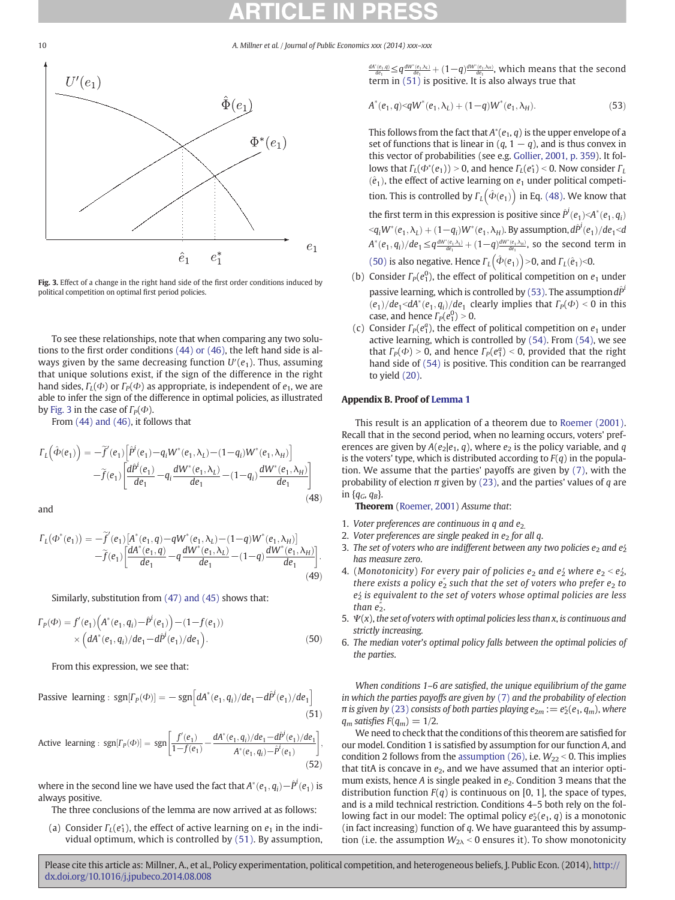Fig. 3. Effect of a change in the right hand side of the first order conditions induced by political competition on optimal first period policies.

To see these relationships, note that when comparing any two solutions to the first order conditions (44) or (46), the left hand side is always given by the same decreasing function $U'(e_1)$. Thus, assuming that unique solutions exist, if the sign of the difference in the right hand sides, $\Gamma_L(\Phi)$ or $\Gamma_P(\Phi)$ as appropriate, is independent of $e_1$, we are able to infer the sign of the difference in optimal policies, as illustrated by Fig. 3 in the case of $\Gamma_P(\Phi)$.

From (44) and (46), it follows that

$$\Gamma_L\left(\hat{\Phi}(e_1)\right) = -\tilde{f}'(e_1)\left[\hat{P}^i(e_1) - q_i W^*(e_1,\lambda_L) - (1-q_i)W^*(e_1,\lambda_H)\right] - \tilde{f}(e_1)\left[\frac{d\hat{P}^i(e_1)}{de_1} - q_i\frac{dW^*(e_1,\lambda_L)}{de_1} - (1-q_i)\frac{dW^*(e_1,\lambda_H)}{de_1}\right] \tag{48}$$

and

$$\Gamma_L(\Phi^*(e_1)) = -\tilde{f}'(e_1)\left[A^*(e_1,q) - qW^*(e_1,\lambda_L) - (1-q)W^*(e_1,\lambda_H)\right] - \tilde{f}(e_1)\left[\frac{dA^*(e_1,q)}{de_1} - q\frac{dW^*(e_1,\lambda_L)}{de_1} - (1-q)\frac{dW^*(e_1,\lambda_H)}{de_1}\right]. \tag{49}$$

Similarly, substitution from (47) and (45) shows that:

$$\Gamma_P(\Phi) = f'(e_1)\left(A^*(e_1,q_i) - \hat{P}^i(e_1)\right) - (1-f(e_1)) \times \left(dA^*(e_1,q_i)/de_1 - d\hat{P}^i(e_1)/de_1\right). \tag{50}$$

From this expression, we see that:

$$\text{Passive learning}: \ \mathrm{sgn}[\Gamma_P(\Phi)] = -\,\mathrm{sgn}\left[dA^*(e_1,q_i)/de_1 - d\hat{P}^i(e_1)/de_1\right] \tag{51}$$

$$\text{Active learning}: \ \mathrm{sgn}[\Gamma_P(\Phi)] = \mathrm{sgn}\left[\frac{f'(e_1)}{1-f(e_1)} - \frac{dA^*(e_1,q_i)/de_1 - d\hat{P}^i(e_1)/de_1}{A^*(e_1,q_i) - \hat{P}^i(e_1)}\right], \tag{52}$$

where in the second line we have used the fact that $A^*(e_1,q_i) - \hat{P}^i(e_1)$ is always positive.

The three conclusions of the lemma are now arrived at as follows:

(a) Consider $\Gamma_L(e_1^*)$, the effect of active learning on $e_1$ in the individual optimum, which is controlled by (51). By assumption, $\frac{dA^*(e_1,q)}{de_1} \le q\frac{dW^*(e_1,\lambda_L)}{de_1} + (1-q)\frac{dW^*(e_1,\lambda_H)}{de_1}$, which means that the second term in (51) is positive. It is also always true that

$$A^*(e_1,q) < qW^*(e_1,\lambda_L) + (1-q)W^*(e_1,\lambda_H). \tag{53}$$

This follows from the fact that $A^*(e_1,q)$ is the upper envelope of a set of functions that is linear in $(q, 1-q)$, and is thus convex in this vector of probabilities (see e.g. Gollier, 2001, p. 359). It follows that $\Gamma_L(\Phi^*(e_1)) > 0$, and hence $\Gamma_L(e_1^*) < 0$. Now consider $\Gamma_L(\hat{e}_1)$, the effect of active learning on $e_1$ under political competition. This is controlled by $\Gamma_L\left(\hat{\Phi}(e_1)\right)$ in Eq. (48). We know that the first term in this expression is positive since $\hat{P}^i(e_1) < A^*(e_1,q_i) < q_i W^*(e_1,\lambda_L) + (1-q_i)W^*(e_1,\lambda_H)$. By assumption, $d\hat{P}^i(e_1)/de_1 < dA^*(e_1,q_i)/de_1 \le q\frac{dW^*(e_1,\lambda_L)}{de_1} + (1-q)\frac{dW^*(e_1,\lambda_H)}{de_1}$, so the second term in (50) is also negative. Hence $\Gamma_L\left(\hat{\Phi}(e_1)\right) > 0$, and $\Gamma_L(\hat{e}_1) < 0$.

(b) Consider $\Gamma_P(e_1^0)$, the effect of political competition on $e_1$ under passive learning, which is controlled by (53). The assumption $d\hat{P}^i(e_1)/de_1 < dA^*(e_1,q_i)/de_1$ clearly implies that $\Gamma_P(\Phi) < 0$ in this case, and hence $\Gamma_P(e_1^0) > 0$.

(c) Consider $\Gamma_P(e_1^a)$, the effect of political competition on $e_1$ under active learning, which is controlled by (54). From (54), we see that $\Gamma_P(\Phi) > 0$, and hence $\Gamma_P(e_1^a) < 0$, provided that the right hand side of (54) is positive. This condition can be rearranged to yield (20).

## Appendix B. Proof of Lemma 1

This result is an application of a theorem due to Roemer (2001). Recall that in the second period, when no learning occurs, voters' preferences are given by $A(e_2|e_1, q)$, where $e_2$ is the policy variable, and $q$ is the voters' type, which is distributed according to $F(q)$ in the population. We assume that the parties' payoffs are given by (7), with the probability of election $\pi$ given by (23), and the parties' values of $q$ are in $\{q_G, q_B\}$.

**Theorem** (Roemer, 2001) *Assume that*:

1. *Voter preferences are continuous in $q$ and $e_2$.*
2. *Voter preferences are single peaked in $e_2$ for all $q$.*
3. *The set of voters who are indifferent between any two policies $e_2$ and $e_2'$ has measure zero.*
4. (*Monotonicity*) *For every pair of policies $e_2$ and $e_2'$ where $e_2 < e_2'$, there exists a policy $e_2''$ such that the set of voters who prefer $e_2$ to $e_2'$ is equivalent to the set of voters whose optimal policies are less than $e_2''$.*
5. *$\Psi(x)$, the set of voters with optimal policies less than $x$, is continuous and strictly increasing.*
6. *The median voter's optimal policy falls between the optimal policies of the parties.*

*When conditions 1–6 are satisfied, the unique equilibrium of the game in which the parties payoffs are given by (7) and the probability of election $\pi$ is given by (23) consists of both parties playing $e_{2m} := e_2^*(e_1, q_m)$, where $q_m$ satisfies $F(q_m) = 1/2$.*

We need to check that the conditions of this theorem are satisfied for our model. Condition 1 is satisfied by assumption for our function $A$, and condition 2 follows from the assumption (26), i.e. $W_{22} < 0$. This implies that titA is concave in $e_2$, and we have assumed that an interior optimum exists, hence $A$ is single peaked in $e_2$. Condition 3 means that the distribution function $F(q)$ is continuous on [0, 1], the space of types, and is a mild technical restriction. Conditions 4–5 both rely on the following fact in our model: The optimal policy $e_2^*(e_1, q)$ is a monotonic (in fact increasing) function of $q$. We have guaranteed this by assumption (i.e. the assumption $W_{2\lambda} < 0$ ensures it). To show monotonicity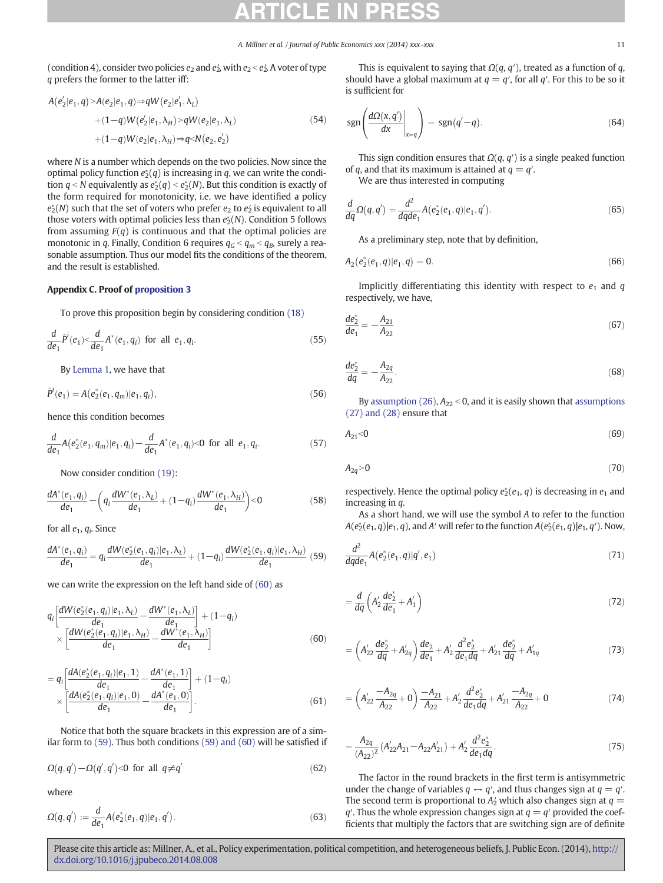(condition 4), consider two policies $e_2$ and $e_2'$, with $e_2 < e_2'$. A voter of type $q$ prefers the former to the latter iff:

$$A(e_2'|e_1, q) > A(e_2|e_1, q) \Rightarrow qW(e_2|e_1', \lambda_L) + (1-q)W(e_2'|e_1, \lambda_H) > qW(e_2|e_1, \lambda_L) + (1-q)W(e_2|e_1, \lambda_H) \Rightarrow q < N(e_2, e_2') \tag{54}$$

where $N$ is a number which depends on the two policies. Now since the optimal policy function $e_2^*(q)$ is increasing in $q$, we can write the condition $q < N$ equivalently as $e_2^*(q) < e_2^*(N)$. But this condition is exactly of the form required for monotonicity, i.e. we have identified a policy $e_2^*(N)$ such that the set of voters who prefer $e_2$ to $e_2'$ is equivalent to all those voters with optimal policies less than $e_2^*(N)$. Condition 5 follows from assuming $F(q)$ is continuous and that the optimal policies are monotonic in $q$. Finally, Condition 6 requires $q_G < q_m < q_B$, surely a reasonable assumption. Thus our model fits the conditions of the theorem, and the result is established.

## Appendix C. Proof of proposition 3

To prove this proposition begin by considering condition (18)

$$\frac{d}{de_1}\hat{P}^i(e_1) < \frac{d}{de_1}A^*(e_1, q_i) \text{ for all } e_1, q_i. \tag{55}$$

By Lemma 1, we have that

$$\hat{P}^i(e_1) = A(e_2^*(e_1, q_m)|e_1, q_i), \tag{56}$$

hence this condition becomes

$$\frac{d}{de_1}A(e_2^*(e_1, q_m)|e_1, q_i) - \frac{d}{de_1}A^*(e_1, q_i) < 0 \text{ for all } e_1, q_i. \tag{57}$$

Now consider condition (19):

$$\frac{dA^*(e_1, q_i)}{de_1} - \left(q_i\frac{dW^*(e_1, \lambda_L)}{de_1} + (1-q_i)\frac{dW^*(e_1, \lambda_H)}{de_1}\right) < 0 \tag{58}$$

for all $e_1, q_i$. Since

$$\frac{dA^*(e_1, q_i)}{de_1} = q_i\frac{dW(e_2^*(e_1, q_i)|e_1, \lambda_L)}{de_1} + (1-q_i)\frac{dW(e_2^*(e_1, q_i)|e_1, \lambda_H)}{de_1} \tag{59}$$

we can write the expression on the left hand side of (60) as

$$q_i\left[\frac{dW(e_2^*(e_1, q_i)|e_1, \lambda_L)}{de_1} - \frac{dW^*(e_1, \lambda_L)}{de_1}\right] + (1-q_i) \times \left[\frac{dW(e_2^*(e_1, q_i)|e_1, \lambda_H)}{de_1} - \frac{dW^*(e_1, \lambda_H)}{de_1}\right] \tag{60}$$

$$= q_i\left[\frac{dA(e_2^*(e_1, q_i)|e_1, 1)}{de_1} - \frac{dA^*(e_1, 1)}{de_1}\right] + (1-q_i) \times \left[\frac{dA(e_2^*(e_1, q_i)|e_1, 0)}{de_1} - \frac{dA^*(e_1, 0)}{de_1}\right]. \tag{61}$$

Notice that both the square brackets in this expression are of a similar form to (59). Thus both conditions (59) and (60) will be satisfied if

$$\Omega(q, q') - \Omega(q', q') < 0 \text{ for all } q \neq q' \tag{62}$$

where

$$\Omega(q, q') := \frac{d}{de_1}A(e_2^*(e_1, q)|e_1, q'). \tag{63}$$

This is equivalent to saying that $\Omega(q, q')$, treated as a function of $q$, should have a global maximum at $q = q'$, for all $q'$. For this to be so it is sufficient for

$$\text{sgn}\left(\left.\frac{d\Omega(x, q')}{dx}\right|_{x=q}\right) = \text{sgn}(q' - q). \tag{64}$$

This sign condition ensures that $\Omega(q, q')$ is a single peaked function of $q$, and that its maximum is attained at $q = q'$.

We are thus interested in computing

$$\frac{d}{dq}\Omega(q, q') = \frac{d^2}{dqde_1}A(e_2^*(e_1, q)|e_1, q'). \tag{65}$$

As a preliminary step, note that by definition,

$$A_2(e_2^*(e_1, q)|e_1, q) = 0. \tag{66}$$

Implicitly differentiating this identity with respect to $e_1$ and $q$ respectively, we have,

$$\frac{de_2^*}{de_1} = -\frac{A_{21}}{A_{22}} \tag{67}$$

$$\frac{de_2^*}{dq} = -\frac{A_{2q}}{A_{22}}. \tag{68}$$

By assumption (26), $A_{22} < 0$, and it is easily shown that assumptions (27) and (28) ensure that

$$A_{21} < 0 \tag{69}$$

$$A_{2q} > 0 \tag{70}$$

respectively. Hence the optimal policy $e_2^*(e_1, q)$ is decreasing in $e_1$ and increasing in $q$.

As a short hand, we will use the symbol $A$ to refer to the function $A(e_2^*(e_1, q)|e_1, q)$, and $A'$ will refer to the function $A(e_2^*(e_1, q)|e_1, q')$. Now,

$$\frac{d^2}{dqde_1}A(e_2^*(e_1, q)|q', e_1) \tag{71}$$

$$= \frac{d}{dq}\left(A_2'\frac{de_2^*}{de_1} + A_1'\right) \tag{72}$$

$$= \left(A_{22}'\frac{de_2^*}{dq} + A_{2q}'\right)\frac{de_2}{de_1} + A_2'\frac{d^2e_2^*}{de_1dq} + A_{21}'\frac{de_2^*}{dq} + A_{1q}' \tag{73}$$

$$= \left(A_{22}'\frac{-A_{2q}}{A_{22}} + 0\right)\frac{-A_{21}}{A_{22}} + A_2'\frac{d^2e_2^*}{de_1dq} + A_{21}'\frac{-A_{2q}}{A_{22}} + 0 \tag{74}$$

$$= \frac{A_{2q}}{(A_{22})^2}(A_{22}'A_{21} - A_{22}A_{21}') + A_2'\frac{d^2e_2^*}{de_1dq}. \tag{75}$$

The factor in the round brackets in the first term is antisymmetric under the change of variables $q \leftrightarrow q'$, and thus changes sign at $q = q'$. The second term is proportional to $A_2'$ which also changes sign at $q = q'$. Thus the whole expression changes sign at $q = q'$ provided the coefficients that multiply the factors that are switching sign are of definite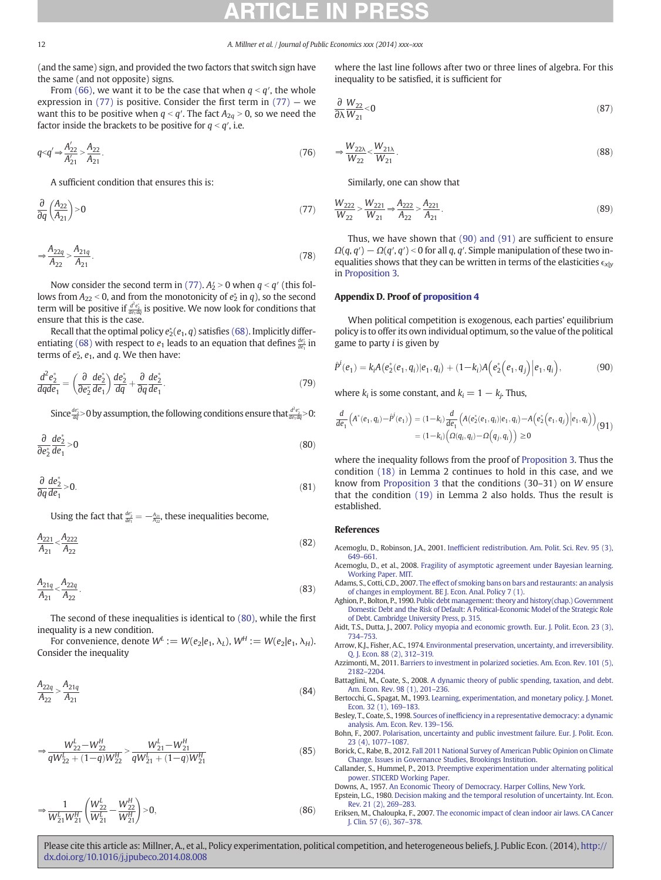(and the same) sign, and provided the two factors that switch sign have the same (and not opposite) signs.

From (66), we want it to be the case that when $q < q'$, the whole expression in (77) is positive. Consider the first term in (77) — we want this to be positive when $q < q'$. The fact $A_{2q} > 0$, so we need the factor inside the brackets to be positive for $q < q'$, i.e.

$$q<q' \Rightarrow \frac{A'_{22}}{A'_{21}} > \frac{A_{22}}{A_{21}}. \tag{76}$$

A sufficient condition that ensures this is:

$$\frac{\partial}{\partial q}\left(\frac{A_{22}}{A_{21}}\right) > 0 \tag{77}$$

$$\Rightarrow \frac{A_{22q}}{A_{22}} > \frac{A_{21q}}{A_{21}}. \tag{78}$$

Now consider the second term in (77). $A'_2 > 0$ when $q < q'$ (this follows from $A_{22} < 0$, and from the monotonicity of $e_2^*$ in $q$), so the second term will be positive if $\frac{d^2 e_2^*}{de_1 dq}$ is positive. We now look for conditions that ensure that this is the case.

Recall that the optimal policy $e_2^*(e_1, q)$ satisfies (68). Implicitly differentiating (68) with respect to $e_1$ leads to an equation that defines $\frac{de_2^*}{de_1}$ in terms of $e_2^*$, $e_1$, and $q$. We then have:

$$\frac{d^2 e_2^*}{dq de_1} = \left(\frac{\partial}{\partial e_2^*}\frac{de_2^*}{de_1}\right)\frac{de_2^*}{dq} + \frac{\partial}{\partial q}\frac{de_2^*}{de_1}. \tag{79}$$

Since $\frac{de_2^*}{dq} > 0$ by assumption, the following conditions ensure that $\frac{d^2 e_2^*}{de_1 dq} > 0$:

$$\frac{\partial}{\partial e_2^*}\frac{de_2^*}{de_1} > 0 \tag{80}$$

$$\frac{\partial}{\partial q}\frac{de_2^*}{de_1} > 0. \tag{81}$$

Using the fact that $\frac{de_2^*}{de_1} = -\frac{A_{21}}{A_{22}}$, these inequalities become,

$$\frac{A_{221}}{A_{21}} < \frac{A_{222}}{A_{22}} \tag{82}$$

$$\frac{A_{21q}}{A_{21}} < \frac{A_{22q}}{A_{22}}. \tag{83}$$

The second of these inequalities is identical to (80), while the first inequality is a new condition.

For convenience, denote $W^L := W(e_2|e_1, \lambda_L)$, $W^H := W(e_2|e_1, \lambda_H)$. Consider the inequality

$$\frac{A_{22q}}{A_{22}} > \frac{A_{21q}}{A_{21}} \tag{84}$$

$$\Rightarrow \frac{W_{22}^L - W_{22}^H}{qW_{22}^L + (1-q)W_{22}^H} > \frac{W_{21}^L - W_{21}^H}{qW_{21}^L + (1-q)W_{21}^H} \tag{85}$$

$$\Rightarrow \frac{1}{W_{21}^L W_{21}^H}\left(\frac{W_{22}^L}{W_{21}^L} - \frac{W_{22}^H}{W_{21}^H}\right) > 0, \tag{86}$$

where the last line follows after two or three lines of algebra. For this inequality to be satisfied, it is sufficient for

$$\frac{\partial}{\partial \lambda}\frac{W_{22}}{W_{21}} < 0 \tag{87}$$

$$\Rightarrow \frac{W_{22\lambda}}{W_{22}} < \frac{W_{21\lambda}}{W_{21}}. \tag{88}$$

Similarly, one can show that

$$\frac{W_{222}}{W_{22}} > \frac{W_{221}}{W_{21}} \Rightarrow \frac{A_{222}}{A_{22}} > \frac{A_{221}}{A_{21}}. \tag{89}$$

Thus, we have shown that (90) and (91) are sufficient to ensure $\Omega(q, q') - \Omega(q', q') < 0$ for all $q$, $q'$. Simple manipulation of these two inequalities shows that they can be written in terms of the elasticities $\epsilon_{x|y}$ in Proposition 3.

## Appendix D. Proof of proposition 4

When political competition is exogenous, each parties' equilibrium policy is to offer its own individual optimum, so the value of the political game to party $i$ is given by

$$\tilde{P}^i(e_1) = k_i A(e_2^*(e_1, q_i)|e_1, q_i) + (1-k_i)A\left(e_2^*\left(e_1, q_j\right)\middle|e_1, q_i\right), \tag{90}$$

where $k_i$ is some constant, and $k_i = 1 - k_j$. Thus,

$$\begin{aligned}\frac{d}{de_1}\left(A^*(e_1, q_i) - \tilde{P}^i(e_1)\right) &= (1-k_i)\frac{d}{de_1}\left(A(e_2^*(e_1, q_i)|e_1, q_i) - A\left(e_2^*\left(e_1, q_j\right)\middle|e_1, q_i\right)\right) \\ &= (1-k_i)\left(\Omega(q_i, q_i) - \Omega\left(q_j, q_i\right)\right) \geq 0\end{aligned} \tag{91}$$

where the inequality follows from the proof of Proposition 3. Thus the condition (18) in Lemma 2 continues to hold in this case, and we know from Proposition 3 that the conditions (30–31) on $W$ ensure that the condition (19) in Lemma 2 also holds. Thus the result is established.

## References

Acemoglu, D., Robinson, J.A., 2001. Inefficient redistribution. Am. Polit. Sci. Rev. 95 (3), 649–661.

Acemoglu, D., et al., 2008. Fragility of asymptotic agreement under Bayesian learning. Working Paper. MIT.

Adams, S., Cotti, C.D., 2007. The effect of smoking bans on bars and restaurants: an analysis of changes in employment. BE J. Econ. Anal. Policy 7 (1).

Aghion, P., Bolton, P., 1990. Public debt management: theory and history(chap.) Government Domestic Debt and the Risk of Default: A Political-Economic Model of the Strategic Role of Debt. Cambridge University Press, p. 315.

Aidt, T.S., Dutta, J., 2007. Policy myopia and economic growth. Eur. J. Polit. Econ. 23 (3), 734–753.

Arrow, K.J., Fisher, A.C., 1974. Environmental preservation, uncertainty, and irreversibility. Q. J. Econ. 88 (2), 312–319.

Azzimonti, M., 2011. Barriers to investment in polarized societies. Am. Econ. Rev. 101 (5), 2182–2204.

Battaglini, M., Coate, S., 2008. A dynamic theory of public spending, taxation, and debt. Am. Econ. Rev. 98 (1), 201–236.

Bertocchi, G., Spagat, M., 1993. Learning, experimentation, and monetary policy. J. Monet. Econ. 32 (1), 169–183.

Besley, T., Coate, S., 1998. Sources of inefficiency in a representative democracy: a dynamic analysis. Am. Econ. Rev. 139–156.

Bohn, F., 2007. Polarisation, uncertainty and public investment failure. Eur. J. Polit. Econ. 23 (4), 1077–1087.

Borick, C., Rabe, B., 2012. Fall 2011 National Survey of American Public Opinion on Climate Change. Issues in Governance Studies, Brookings Institution.

Callander, S., Hummel, P., 2013. Preemptive experimentation under alternating political power. STICERD Working Paper.

Downs, A., 1957. An Economic Theory of Democracy. Harper Collins, New York.

Epstein, L.G., 1980. Decision making and the temporal resolution of uncertainty. Int. Econ. Rev. 21 (2), 269–283.

Eriksen, M., Chaloupka, F., 2007. The economic impact of clean indoor air laws. CA Cancer J. Clin. 57 (6), 367–378.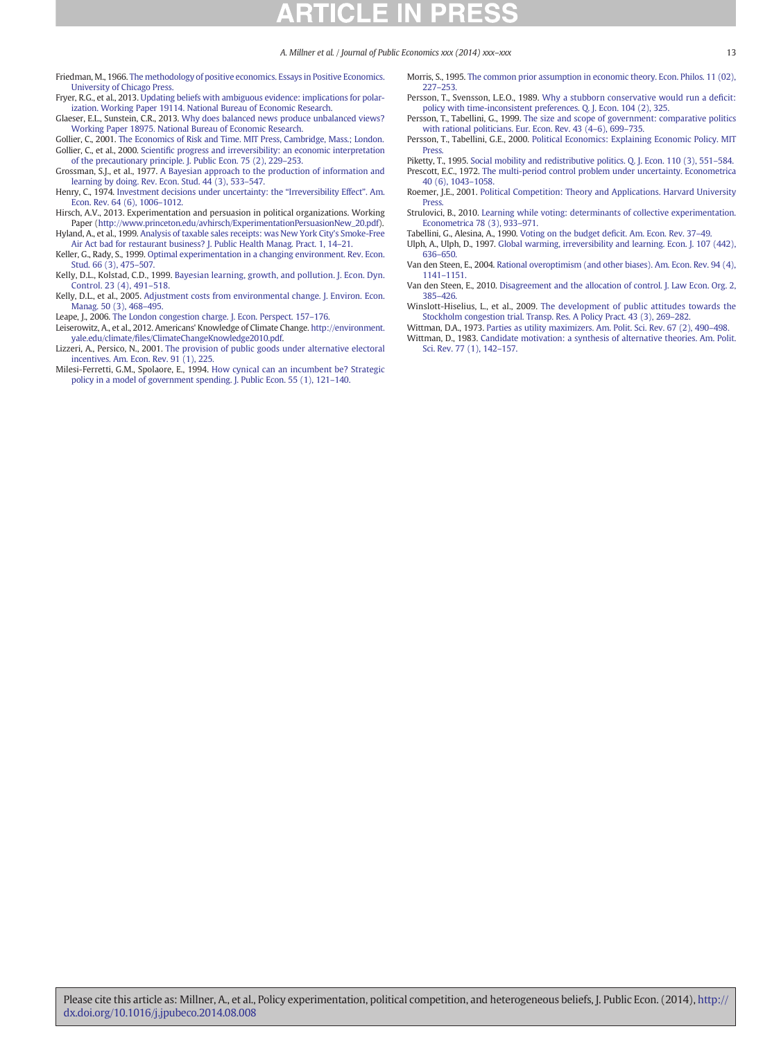Friedman, M., 1966. The methodology of positive economics. Essays in Positive Economics. University of Chicago Press.

Fryer, R.G., et al., 2013. Updating beliefs with ambiguous evidence: implications for polarization. Working Paper 19114. National Bureau of Economic Research.

Glaeser, E.L., Sunstein, C.R., 2013. Why does balanced news produce unbalanced views? Working Paper 18975. National Bureau of Economic Research.

Gollier, C., 2001. The Economics of Risk and Time. MIT Press, Cambridge, Mass.; London.

Gollier, C., et al., 2000. Scientific progress and irreversibility: an economic interpretation of the precautionary principle. J. Public Econ. 75 (2), 229–253.

Grossman, S.J., et al., 1977. A Bayesian approach to the production of information and learning by doing. Rev. Econ. Stud. 44 (3), 533–547.

Henry, C., 1974. Investment decisions under uncertainty: the "Irreversibility Effect". Am. Econ. Rev. 64 (6), 1006–1012.

Hirsch, A.V., 2013. Experimentation and persuasion in political organizations. Working Paper (http://www.princeton.edu/avhirsch/ExperimentationPersuasionNew_20.pdf).

Hyland, A., et al., 1999. Analysis of taxable sales receipts: was New York City's Smoke-Free Air Act bad for restaurant business? J. Public Health Manag. Pract. 1, 14–21.

Keller, G., Rady, S., 1999. Optimal experimentation in a changing environment. Rev. Econ. Stud. 66 (3), 475–507.

Kelly, D.L., Kolstad, C.D., 1999. Bayesian learning, growth, and pollution. J. Econ. Dyn. Control. 23 (4), 491–518.

Kelly, D.L., et al., 2005. Adjustment costs from environmental change. J. Environ. Econ. Manag. 50 (3), 468–495.

Leape, J., 2006. The London congestion charge. J. Econ. Perspect. 157–176.

Leiserowitz, A., et al., 2012. Americans' Knowledge of Climate Change. http://environment.yale.edu/climate/files/ClimateChangeKnowledge2010.pdf.

Lizzeri, A., Persico, N., 2001. The provision of public goods under alternative electoral incentives. Am. Econ. Rev. 91 (1), 225.

Milesi-Ferretti, G.M., Spolaore, E., 1994. How cynical can an incumbent be? Strategic policy in a model of government spending. J. Public Econ. 55 (1), 121–140.

Morris, S., 1995. The common prior assumption in economic theory. Econ. Philos. 11 (02), 227–253.

Persson, T., Svensson, L.E.O., 1989. Why a stubborn conservative would run a deficit: policy with time-inconsistent preferences. Q. J. Econ. 104 (2), 325.

Persson, T., Tabellini, G., 1999. The size and scope of government: comparative politics with rational politicians. Eur. Econ. Rev. 43 (4–6), 699–735.

Persson, T., Tabellini, G.E., 2000. Political Economics: Explaining Economic Policy. MIT Press.

Piketty, T., 1995. Social mobility and redistributive politics. Q. J. Econ. 110 (3), 551–584.

Prescott, E.C., 1972. The multi-period control problem under uncertainty. Econometrica 40 (6), 1043–1058.

Roemer, J.E., 2001. Political Competition: Theory and Applications. Harvard University Press.

Strulovici, B., 2010. Learning while voting: determinants of collective experimentation. Econometrica 78 (3), 933–971.

Tabellini, G., Alesina, A., 1990. Voting on the budget deficit. Am. Econ. Rev. 37–49.

Ulph, A., Ulph, D., 1997. Global warming, irreversibility and learning. Econ. J. 107 (442), 636–650.

Van den Steen, E., 2004. Rational overoptimism (and other biases). Am. Econ. Rev. 94 (4), 1141–1151.

Van den Steen, E., 2010. Disagreement and the allocation of control. J. Law Econ. Org. 2, 385–426.

Winslott-Hiselius, L., et al., 2009. The development of public attitudes towards the Stockholm congestion trial. Transp. Res. A Policy Pract. 43 (3), 269–282.

Wittman, D.A., 1973. Parties as utility maximizers. Am. Polit. Sci. Rev. 67 (2), 490–498.

Wittman, D., 1983. Candidate motivation: a synthesis of alternative theories. Am. Polit. Sci. Rev. 77 (1), 142–157.